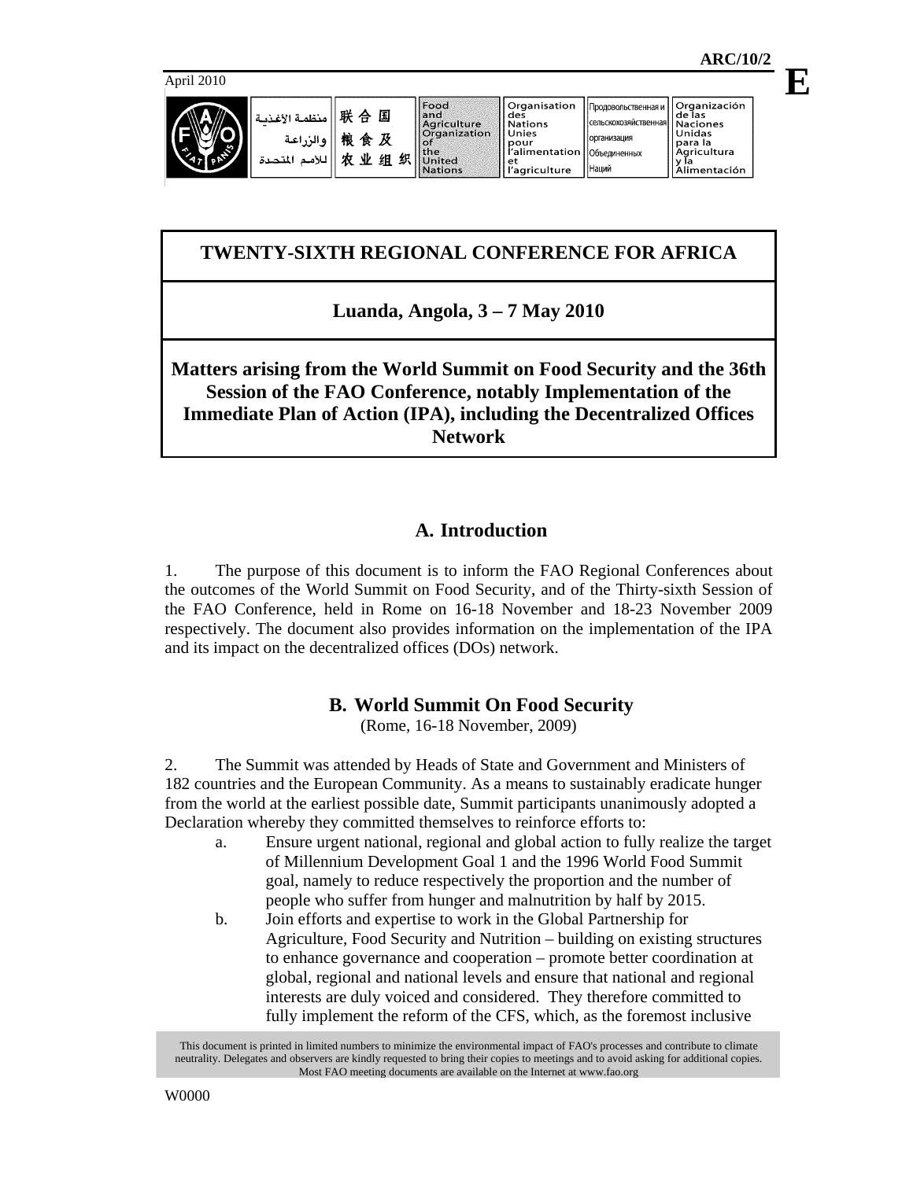ARC/10/2

April 2010

E

# TWENTY-SIXTH REGIONAL CONFERENCE FOR AFRICA

## Luanda, Angola, 3 – 7 May 2010

## Matters arising from the World Summit on Food Security and the 36th Session of the FAO Conference, notably Implementation of the Immediate Plan of Action (IPA), including the Decentralized Offices Network

## A. Introduction

1. The purpose of this document is to inform the FAO Regional Conferences about the outcomes of the World Summit on Food Security, and of the Thirty-sixth Session of the FAO Conference, held in Rome on 16-18 November and 18-23 November 2009 respectively. The document also provides information on the implementation of the IPA and its impact on the decentralized offices (DOs) network.

## B. World Summit On Food Security

(Rome, 16-18 November, 2009)

2. The Summit was attended by Heads of State and Government and Ministers of 182 countries and the European Community. As a means to sustainably eradicate hunger from the world at the earliest possible date, Summit participants unanimously adopted a Declaration whereby they committed themselves to reinforce efforts to:

   a. Ensure urgent national, regional and global action to fully realize the target of Millennium Development Goal 1 and the 1996 World Food Summit goal, namely to reduce respectively the proportion and the number of people who suffer from hunger and malnutrition by half by 2015.

   b. Join efforts and expertise to work in the Global Partnership for Agriculture, Food Security and Nutrition – building on existing structures to enhance governance and cooperation – promote better coordination at global, regional and national levels and ensure that national and regional interests are duly voiced and considered. They therefore committed to fully implement the reform of the CFS, which, as the foremost inclusive

This document is printed in limited numbers to minimize the environmental impact of FAO's processes and contribute to climate neutrality. Delegates and observers are kindly requested to bring their copies to meetings and to avoid asking for additional copies. Most FAO meeting documents are available on the Internet at www.fao.org

W0000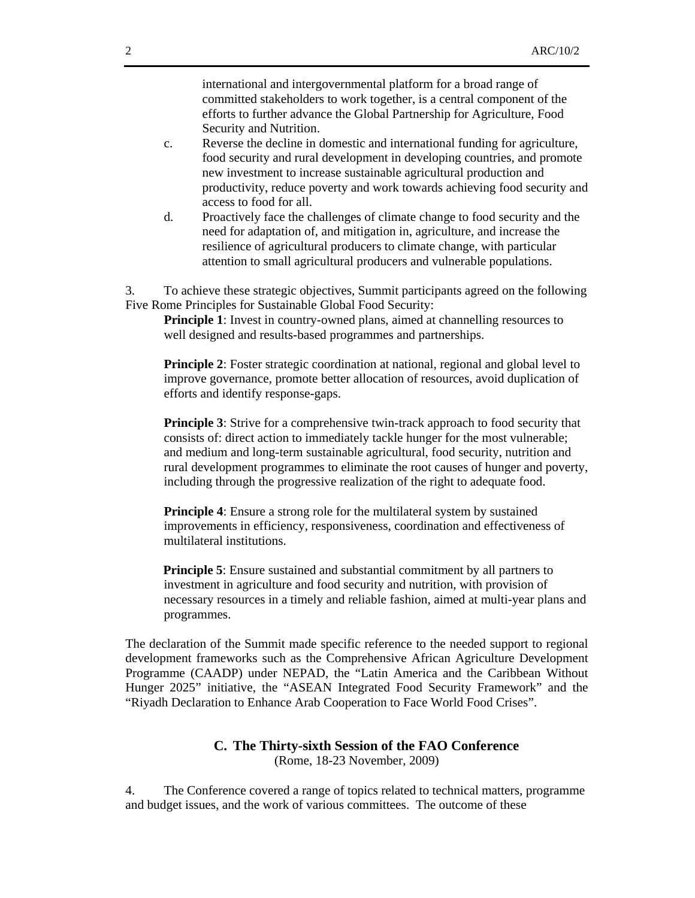international and intergovernmental platform for a broad range of committed stakeholders to work together, is a central component of the efforts to further advance the Global Partnership for Agriculture, Food Security and Nutrition.

c. Reverse the decline in domestic and international funding for agriculture, food security and rural development in developing countries, and promote new investment to increase sustainable agricultural production and productivity, reduce poverty and work towards achieving food security and access to food for all.

d. Proactively face the challenges of climate change to food security and the need for adaptation of, and mitigation in, agriculture, and increase the resilience of agricultural producers to climate change, with particular attention to small agricultural producers and vulnerable populations.

3. To achieve these strategic objectives, Summit participants agreed on the following Five Rome Principles for Sustainable Global Food Security:

**Principle 1**: Invest in country-owned plans, aimed at channelling resources to well designed and results-based programmes and partnerships.

**Principle 2**: Foster strategic coordination at national, regional and global level to improve governance, promote better allocation of resources, avoid duplication of efforts and identify response-gaps.

**Principle 3**: Strive for a comprehensive twin-track approach to food security that consists of: direct action to immediately tackle hunger for the most vulnerable; and medium and long-term sustainable agricultural, food security, nutrition and rural development programmes to eliminate the root causes of hunger and poverty, including through the progressive realization of the right to adequate food.

**Principle 4**: Ensure a strong role for the multilateral system by sustained improvements in efficiency, responsiveness, coordination and effectiveness of multilateral institutions.

**Principle 5**: Ensure sustained and substantial commitment by all partners to investment in agriculture and food security and nutrition, with provision of necessary resources in a timely and reliable fashion, aimed at multi-year plans and programmes.

The declaration of the Summit made specific reference to the needed support to regional development frameworks such as the Comprehensive African Agriculture Development Programme (CAADP) under NEPAD, the "Latin America and the Caribbean Without Hunger 2025" initiative, the "ASEAN Integrated Food Security Framework" and the "Riyadh Declaration to Enhance Arab Cooperation to Face World Food Crises".

## C. The Thirty-sixth Session of the FAO Conference

(Rome, 18-23 November, 2009)

4. The Conference covered a range of topics related to technical matters, programme and budget issues, and the work of various committees. The outcome of these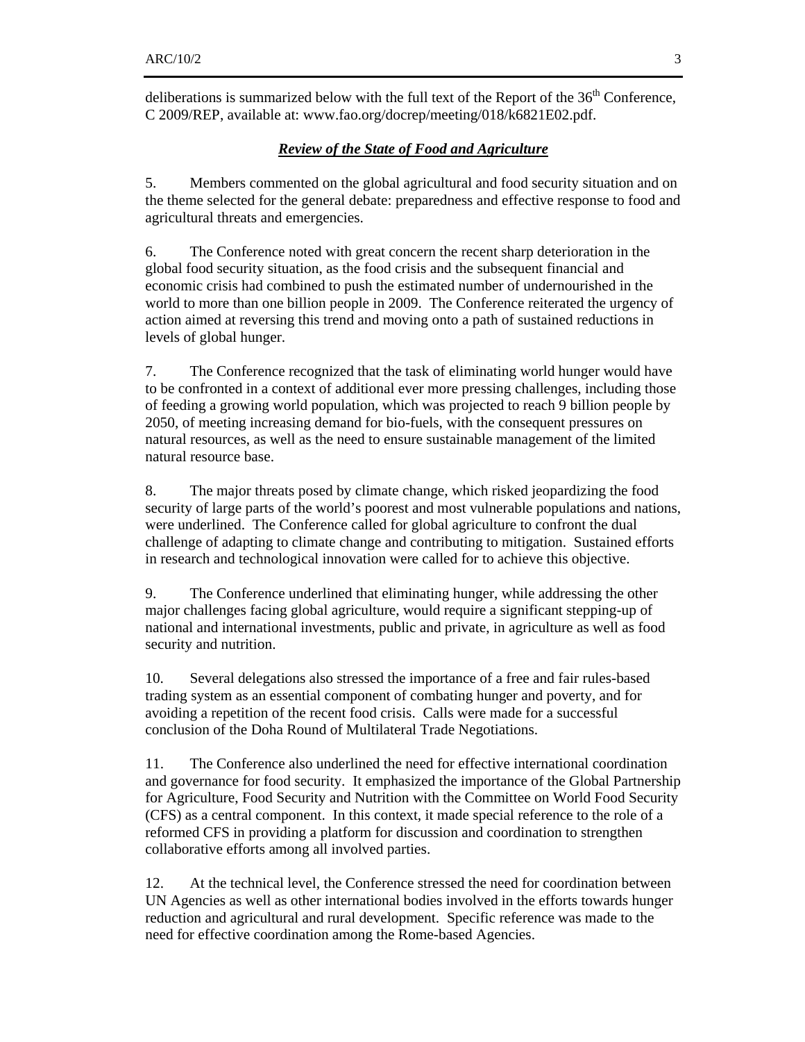deliberations is summarized below with the full text of the Report of the 36th Conference, C 2009/REP, available at: www.fao.org/docrep/meeting/018/k6821E02.pdf.

### ***Review of the State of Food and Agriculture***

5. Members commented on the global agricultural and food security situation and on the theme selected for the general debate: preparedness and effective response to food and agricultural threats and emergencies.

6. The Conference noted with great concern the recent sharp deterioration in the global food security situation, as the food crisis and the subsequent financial and economic crisis had combined to push the estimated number of undernourished in the world to more than one billion people in 2009. The Conference reiterated the urgency of action aimed at reversing this trend and moving onto a path of sustained reductions in levels of global hunger.

7. The Conference recognized that the task of eliminating world hunger would have to be confronted in a context of additional ever more pressing challenges, including those of feeding a growing world population, which was projected to reach 9 billion people by 2050, of meeting increasing demand for bio-fuels, with the consequent pressures on natural resources, as well as the need to ensure sustainable management of the limited natural resource base.

8. The major threats posed by climate change, which risked jeopardizing the food security of large parts of the world's poorest and most vulnerable populations and nations, were underlined. The Conference called for global agriculture to confront the dual challenge of adapting to climate change and contributing to mitigation. Sustained efforts in research and technological innovation were called for to achieve this objective.

9. The Conference underlined that eliminating hunger, while addressing the other major challenges facing global agriculture, would require a significant stepping-up of national and international investments, public and private, in agriculture as well as food security and nutrition.

10. Several delegations also stressed the importance of a free and fair rules-based trading system as an essential component of combating hunger and poverty, and for avoiding a repetition of the recent food crisis. Calls were made for a successful conclusion of the Doha Round of Multilateral Trade Negotiations.

11. The Conference also underlined the need for effective international coordination and governance for food security. It emphasized the importance of the Global Partnership for Agriculture, Food Security and Nutrition with the Committee on World Food Security (CFS) as a central component. In this context, it made special reference to the role of a reformed CFS in providing a platform for discussion and coordination to strengthen collaborative efforts among all involved parties.

12. At the technical level, the Conference stressed the need for coordination between UN Agencies as well as other international bodies involved in the efforts towards hunger reduction and agricultural and rural development. Specific reference was made to the need for effective coordination among the Rome-based Agencies.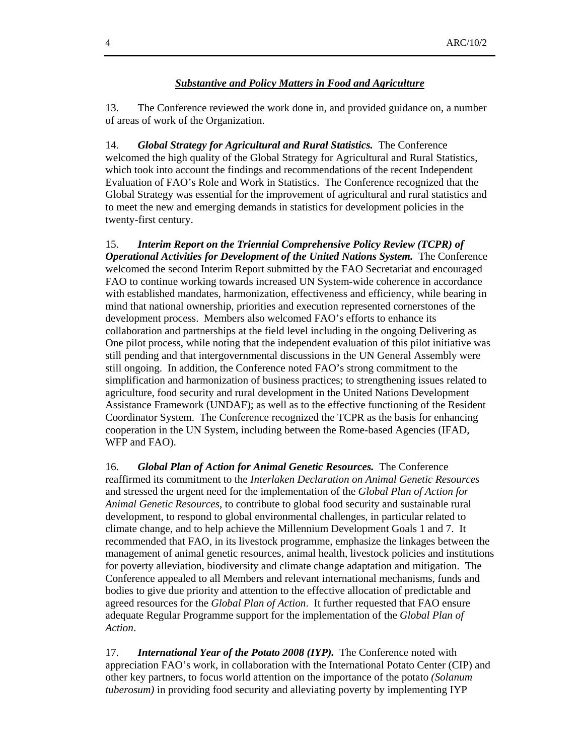## ***Substantive and Policy Matters in Food and Agriculture***

13. The Conference reviewed the work done in, and provided guidance on, a number of areas of work of the Organization.

14. ***Global Strategy for Agricultural and Rural Statistics.*** The Conference welcomed the high quality of the Global Strategy for Agricultural and Rural Statistics, which took into account the findings and recommendations of the recent Independent Evaluation of FAO's Role and Work in Statistics. The Conference recognized that the Global Strategy was essential for the improvement of agricultural and rural statistics and to meet the new and emerging demands in statistics for development policies in the twenty-first century.

15. ***Interim Report on the Triennial Comprehensive Policy Review (TCPR) of Operational Activities for Development of the United Nations System.*** The Conference welcomed the second Interim Report submitted by the FAO Secretariat and encouraged FAO to continue working towards increased UN System-wide coherence in accordance with established mandates, harmonization, effectiveness and efficiency, while bearing in mind that national ownership, priorities and execution represented cornerstones of the development process. Members also welcomed FAO's efforts to enhance its collaboration and partnerships at the field level including in the ongoing Delivering as One pilot process, while noting that the independent evaluation of this pilot initiative was still pending and that intergovernmental discussions in the UN General Assembly were still ongoing. In addition, the Conference noted FAO's strong commitment to the simplification and harmonization of business practices; to strengthening issues related to agriculture, food security and rural development in the United Nations Development Assistance Framework (UNDAF); as well as to the effective functioning of the Resident Coordinator System. The Conference recognized the TCPR as the basis for enhancing cooperation in the UN System, including between the Rome-based Agencies (IFAD, WFP and FAO).

16. ***Global Plan of Action for Animal Genetic Resources.*** The Conference reaffirmed its commitment to the *Interlaken Declaration on Animal Genetic Resources* and stressed the urgent need for the implementation of the *Global Plan of Action for Animal Genetic Resources*, to contribute to global food security and sustainable rural development, to respond to global environmental challenges, in particular related to climate change, and to help achieve the Millennium Development Goals 1 and 7. It recommended that FAO, in its livestock programme, emphasize the linkages between the management of animal genetic resources, animal health, livestock policies and institutions for poverty alleviation, biodiversity and climate change adaptation and mitigation. The Conference appealed to all Members and relevant international mechanisms, funds and bodies to give due priority and attention to the effective allocation of predictable and agreed resources for the *Global Plan of Action*. It further requested that FAO ensure adequate Regular Programme support for the implementation of the *Global Plan of Action*.

17. ***International Year of the Potato 2008 (IYP).*** The Conference noted with appreciation FAO's work, in collaboration with the International Potato Center (CIP) and other key partners, to focus world attention on the importance of the potato *(Solanum tuberosum)* in providing food security and alleviating poverty by implementing IYP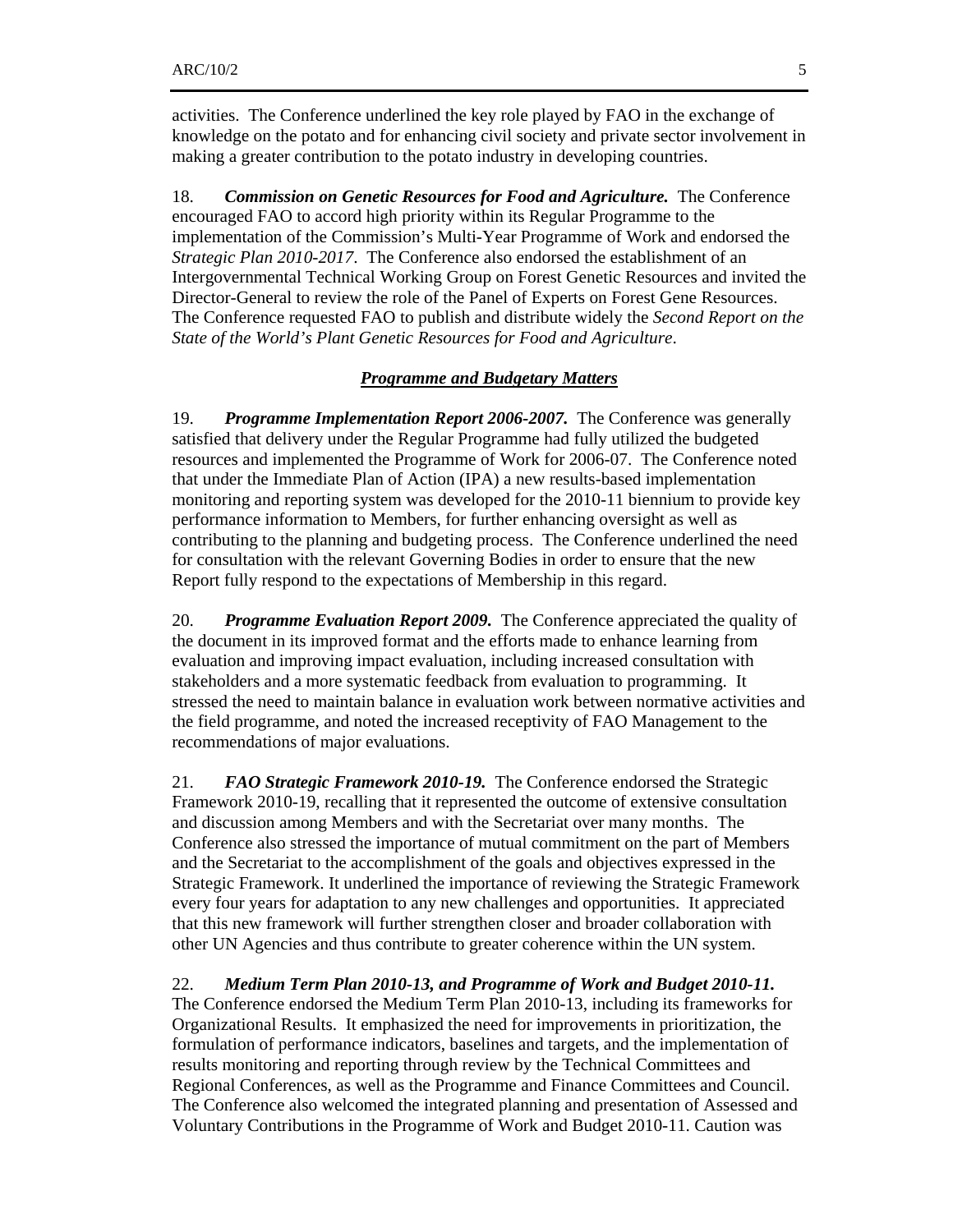activities. The Conference underlined the key role played by FAO in the exchange of knowledge on the potato and for enhancing civil society and private sector involvement in making a greater contribution to the potato industry in developing countries.

18. ***Commission on Genetic Resources for Food and Agriculture.*** The Conference encouraged FAO to accord high priority within its Regular Programme to the implementation of the Commission's Multi-Year Programme of Work and endorsed the *Strategic Plan 2010-2017*. The Conference also endorsed the establishment of an Intergovernmental Technical Working Group on Forest Genetic Resources and invited the Director-General to review the role of the Panel of Experts on Forest Gene Resources. The Conference requested FAO to publish and distribute widely the *Second Report on the State of the World's Plant Genetic Resources for Food and Agriculture*.

## ***Programme and Budgetary Matters***

19. ***Programme Implementation Report 2006-2007.*** The Conference was generally satisfied that delivery under the Regular Programme had fully utilized the budgeted resources and implemented the Programme of Work for 2006-07. The Conference noted that under the Immediate Plan of Action (IPA) a new results-based implementation monitoring and reporting system was developed for the 2010-11 biennium to provide key performance information to Members, for further enhancing oversight as well as contributing to the planning and budgeting process. The Conference underlined the need for consultation with the relevant Governing Bodies in order to ensure that the new Report fully respond to the expectations of Membership in this regard.

20. ***Programme Evaluation Report 2009.*** The Conference appreciated the quality of the document in its improved format and the efforts made to enhance learning from evaluation and improving impact evaluation, including increased consultation with stakeholders and a more systematic feedback from evaluation to programming. It stressed the need to maintain balance in evaluation work between normative activities and the field programme, and noted the increased receptivity of FAO Management to the recommendations of major evaluations.

21. ***FAO Strategic Framework 2010-19.*** The Conference endorsed the Strategic Framework 2010-19, recalling that it represented the outcome of extensive consultation and discussion among Members and with the Secretariat over many months. The Conference also stressed the importance of mutual commitment on the part of Members and the Secretariat to the accomplishment of the goals and objectives expressed in the Strategic Framework. It underlined the importance of reviewing the Strategic Framework every four years for adaptation to any new challenges and opportunities. It appreciated that this new framework will further strengthen closer and broader collaboration with other UN Agencies and thus contribute to greater coherence within the UN system.

22. ***Medium Term Plan 2010-13, and Programme of Work and Budget 2010-11.*** The Conference endorsed the Medium Term Plan 2010-13, including its frameworks for Organizational Results. It emphasized the need for improvements in prioritization, the formulation of performance indicators, baselines and targets, and the implementation of results monitoring and reporting through review by the Technical Committees and Regional Conferences, as well as the Programme and Finance Committees and Council. The Conference also welcomed the integrated planning and presentation of Assessed and Voluntary Contributions in the Programme of Work and Budget 2010-11. Caution was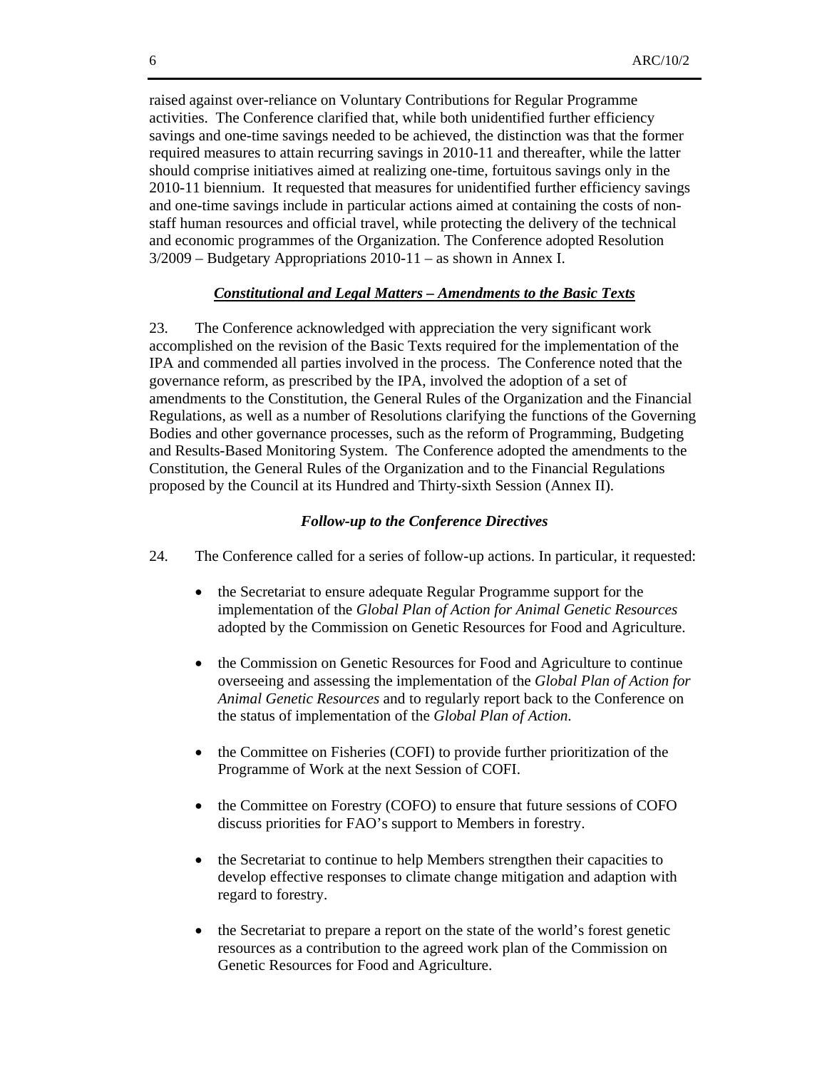raised against over-reliance on Voluntary Contributions for Regular Programme activities. The Conference clarified that, while both unidentified further efficiency savings and one-time savings needed to be achieved, the distinction was that the former required measures to attain recurring savings in 2010-11 and thereafter, while the latter should comprise initiatives aimed at realizing one-time, fortuitous savings only in the 2010-11 biennium. It requested that measures for unidentified further efficiency savings and one-time savings include in particular actions aimed at containing the costs of non-staff human resources and official travel, while protecting the delivery of the technical and economic programmes of the Organization. The Conference adopted Resolution 3/2009 – Budgetary Appropriations 2010-11 – as shown in Annex I.

### ***Constitutional and Legal Matters – Amendments to the Basic Texts***

23. The Conference acknowledged with appreciation the very significant work accomplished on the revision of the Basic Texts required for the implementation of the IPA and commended all parties involved in the process. The Conference noted that the governance reform, as prescribed by the IPA, involved the adoption of a set of amendments to the Constitution, the General Rules of the Organization and the Financial Regulations, as well as a number of Resolutions clarifying the functions of the Governing Bodies and other governance processes, such as the reform of Programming, Budgeting and Results-Based Monitoring System. The Conference adopted the amendments to the Constitution, the General Rules of the Organization and to the Financial Regulations proposed by the Council at its Hundred and Thirty-sixth Session (Annex II).

### ***Follow-up to the Conference Directives***

24. The Conference called for a series of follow-up actions. In particular, it requested:

- the Secretariat to ensure adequate Regular Programme support for the implementation of the *Global Plan of Action for Animal Genetic Resources* adopted by the Commission on Genetic Resources for Food and Agriculture.
- the Commission on Genetic Resources for Food and Agriculture to continue overseeing and assessing the implementation of the *Global Plan of Action for Animal Genetic Resources* and to regularly report back to the Conference on the status of implementation of the *Global Plan of Action.*
- the Committee on Fisheries (COFI) to provide further prioritization of the Programme of Work at the next Session of COFI.
- the Committee on Forestry (COFO) to ensure that future sessions of COFO discuss priorities for FAO's support to Members in forestry.
- the Secretariat to continue to help Members strengthen their capacities to develop effective responses to climate change mitigation and adaption with regard to forestry.
- the Secretariat to prepare a report on the state of the world's forest genetic resources as a contribution to the agreed work plan of the Commission on Genetic Resources for Food and Agriculture.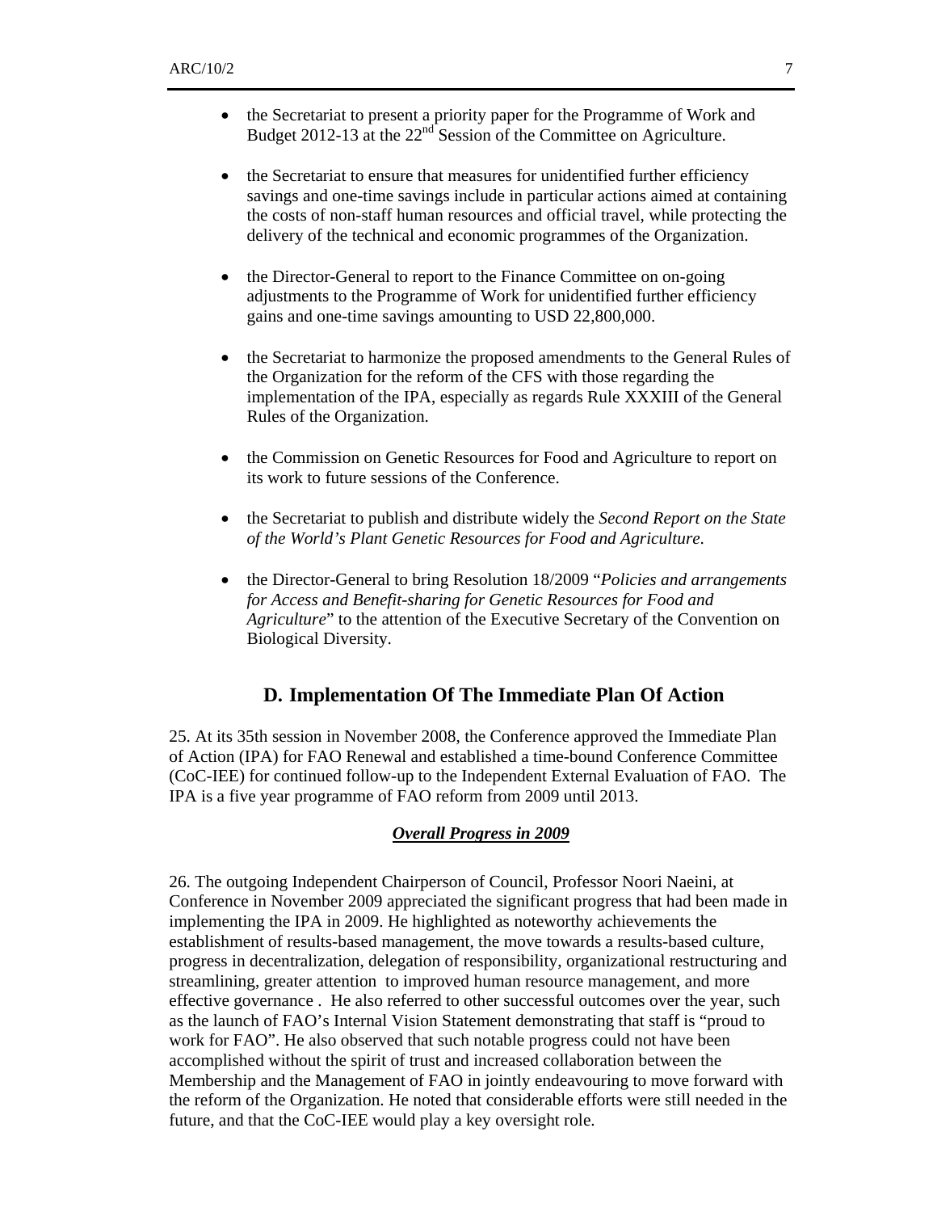- the Secretariat to present a priority paper for the Programme of Work and Budget 2012-13 at the 22nd Session of the Committee on Agriculture.

- the Secretariat to ensure that measures for unidentified further efficiency savings and one-time savings include in particular actions aimed at containing the costs of non-staff human resources and official travel, while protecting the delivery of the technical and economic programmes of the Organization.

- the Director-General to report to the Finance Committee on on-going adjustments to the Programme of Work for unidentified further efficiency gains and one-time savings amounting to USD 22,800,000.

- the Secretariat to harmonize the proposed amendments to the General Rules of the Organization for the reform of the CFS with those regarding the implementation of the IPA, especially as regards Rule XXXIII of the General Rules of the Organization.

- the Commission on Genetic Resources for Food and Agriculture to report on its work to future sessions of the Conference.

- the Secretariat to publish and distribute widely the *Second Report on the State of the World's Plant Genetic Resources for Food and Agriculture*.

- the Director-General to bring Resolution 18/2009 "*Policies and arrangements for Access and Benefit-sharing for Genetic Resources for Food and Agriculture*" to the attention of the Executive Secretary of the Convention on Biological Diversity.

## D. Implementation Of The Immediate Plan Of Action

25. At its 35th session in November 2008, the Conference approved the Immediate Plan of Action (IPA) for FAO Renewal and established a time-bound Conference Committee (CoC-IEE) for continued follow-up to the Independent External Evaluation of FAO. The IPA is a five year programme of FAO reform from 2009 until 2013.

***Overall Progress in 2009***

26. The outgoing Independent Chairperson of Council, Professor Noori Naeini, at Conference in November 2009 appreciated the significant progress that had been made in implementing the IPA in 2009. He highlighted as noteworthy achievements the establishment of results-based management, the move towards a results-based culture, progress in decentralization, delegation of responsibility, organizational restructuring and streamlining, greater attention to improved human resource management, and more effective governance . He also referred to other successful outcomes over the year, such as the launch of FAO's Internal Vision Statement demonstrating that staff is "proud to work for FAO". He also observed that such notable progress could not have been accomplished without the spirit of trust and increased collaboration between the Membership and the Management of FAO in jointly endeavouring to move forward with the reform of the Organization. He noted that considerable efforts were still needed in the future, and that the CoC-IEE would play a key oversight role.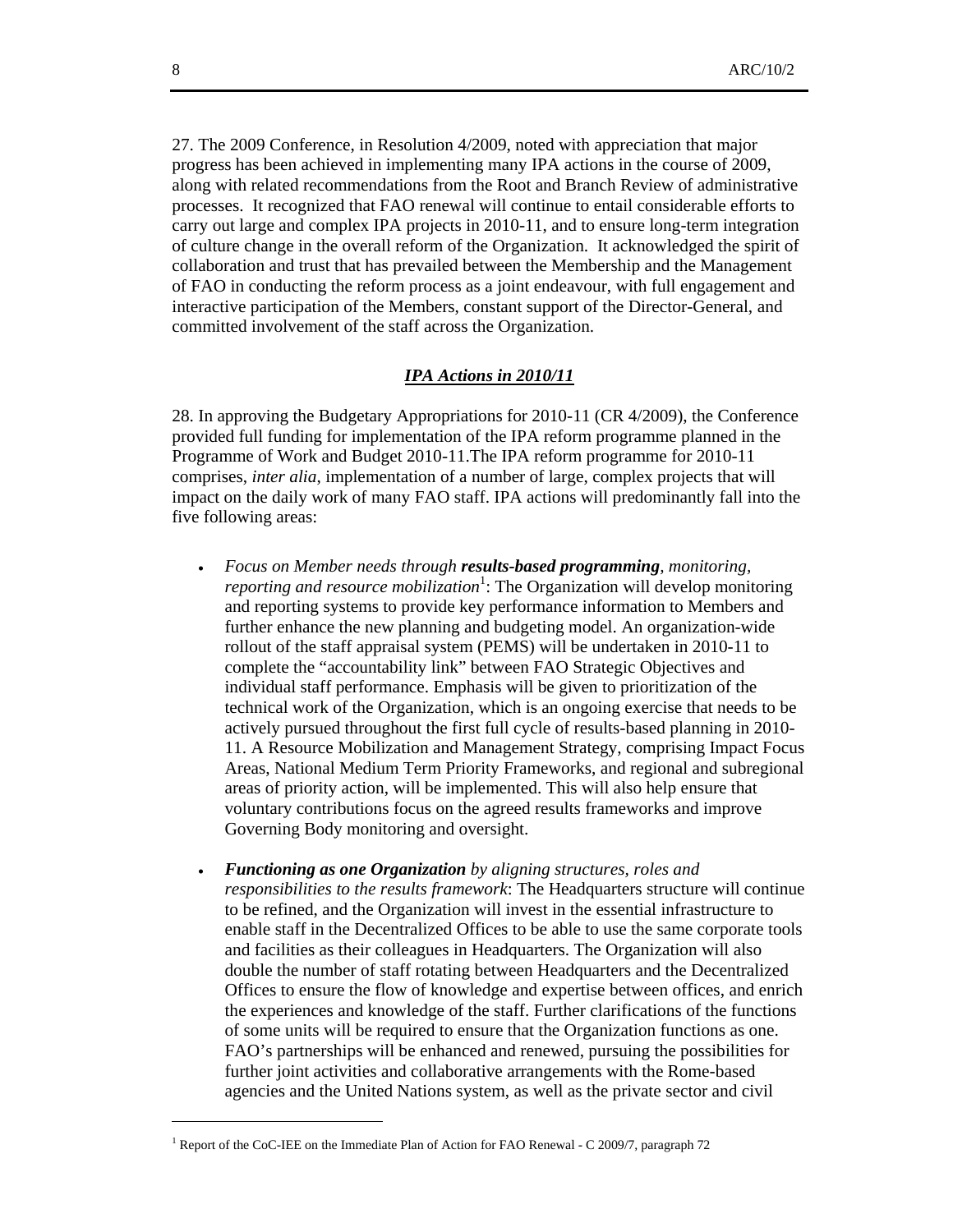27. The 2009 Conference, in Resolution 4/2009, noted with appreciation that major progress has been achieved in implementing many IPA actions in the course of 2009, along with related recommendations from the Root and Branch Review of administrative processes. It recognized that FAO renewal will continue to entail considerable efforts to carry out large and complex IPA projects in 2010-11, and to ensure long-term integration of culture change in the overall reform of the Organization. It acknowledged the spirit of collaboration and trust that has prevailed between the Membership and the Management of FAO in conducting the reform process as a joint endeavour, with full engagement and interactive participation of the Members, constant support of the Director-General, and committed involvement of the staff across the Organization.

### ***IPA Actions in 2010/11***

28. In approving the Budgetary Appropriations for 2010-11 (CR 4/2009), the Conference provided full funding for implementation of the IPA reform programme planned in the Programme of Work and Budget 2010-11.The IPA reform programme for 2010-11 comprises, *inter alia*, implementation of a number of large, complex projects that will impact on the daily work of many FAO staff. IPA actions will predominantly fall into the five following areas:

- *Focus on Member needs through* ***results-based programming****, monitoring, reporting and resource mobilization*[1]: The Organization will develop monitoring and reporting systems to provide key performance information to Members and further enhance the new planning and budgeting model. An organization-wide rollout of the staff appraisal system (PEMS) will be undertaken in 2010-11 to complete the "accountability link" between FAO Strategic Objectives and individual staff performance. Emphasis will be given to prioritization of the technical work of the Organization, which is an ongoing exercise that needs to be actively pursued throughout the first full cycle of results-based planning in 2010-11. A Resource Mobilization and Management Strategy, comprising Impact Focus Areas, National Medium Term Priority Frameworks, and regional and subregional areas of priority action, will be implemented. This will also help ensure that voluntary contributions focus on the agreed results frameworks and improve Governing Body monitoring and oversight.

- ***Functioning as one Organization*** *by aligning structures, roles and responsibilities to the results framework*: The Headquarters structure will continue to be refined, and the Organization will invest in the essential infrastructure to enable staff in the Decentralized Offices to be able to use the same corporate tools and facilities as their colleagues in Headquarters. The Organization will also double the number of staff rotating between Headquarters and the Decentralized Offices to ensure the flow of knowledge and expertise between offices, and enrich the experiences and knowledge of the staff. Further clarifications of the functions of some units will be required to ensure that the Organization functions as one. FAO's partnerships will be enhanced and renewed, pursuing the possibilities for further joint activities and collaborative arrangements with the Rome-based agencies and the United Nations system, as well as the private sector and civil

---

[1] Report of the CoC-IEE on the Immediate Plan of Action for FAO Renewal - C 2009/7, paragraph 72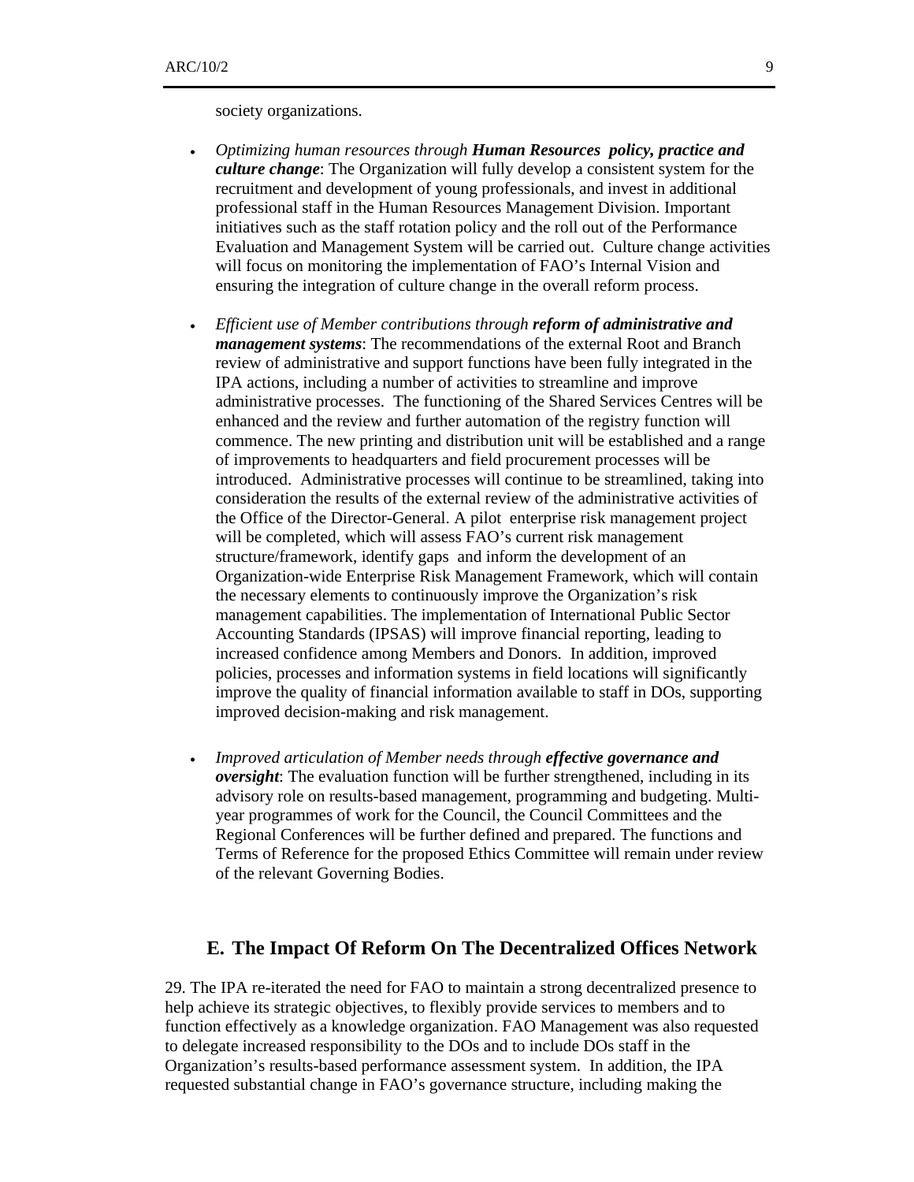society organizations.

- *Optimizing human resources through **Human Resources policy, practice and culture change***: The Organization will fully develop a consistent system for the recruitment and development of young professionals, and invest in additional professional staff in the Human Resources Management Division. Important initiatives such as the staff rotation policy and the roll out of the Performance Evaluation and Management System will be carried out. Culture change activities will focus on monitoring the implementation of FAO's Internal Vision and ensuring the integration of culture change in the overall reform process.

- *Efficient use of Member contributions through **reform of administrative and management systems***: The recommendations of the external Root and Branch review of administrative and support functions have been fully integrated in the IPA actions, including a number of activities to streamline and improve administrative processes. The functioning of the Shared Services Centres will be enhanced and the review and further automation of the registry function will commence. The new printing and distribution unit will be established and a range of improvements to headquarters and field procurement processes will be introduced. Administrative processes will continue to be streamlined, taking into consideration the results of the external review of the administrative activities of the Office of the Director-General. A pilot enterprise risk management project will be completed, which will assess FAO's current risk management structure/framework, identify gaps and inform the development of an Organization-wide Enterprise Risk Management Framework, which will contain the necessary elements to continuously improve the Organization's risk management capabilities. The implementation of International Public Sector Accounting Standards (IPSAS) will improve financial reporting, leading to increased confidence among Members and Donors. In addition, improved policies, processes and information systems in field locations will significantly improve the quality of financial information available to staff in DOs, supporting improved decision-making and risk management.

- *Improved articulation of Member needs through **effective governance and oversight***: The evaluation function will be further strengthened, including in its advisory role on results-based management, programming and budgeting. Multi-year programmes of work for the Council, the Council Committees and the Regional Conferences will be further defined and prepared. The functions and Terms of Reference for the proposed Ethics Committee will remain under review of the relevant Governing Bodies.

## E. The Impact Of Reform On The Decentralized Offices Network

29. The IPA re-iterated the need for FAO to maintain a strong decentralized presence to help achieve its strategic objectives, to flexibly provide services to members and to function effectively as a knowledge organization. FAO Management was also requested to delegate increased responsibility to the DOs and to include DOs staff in the Organization's results-based performance assessment system. In addition, the IPA requested substantial change in FAO's governance structure, including making the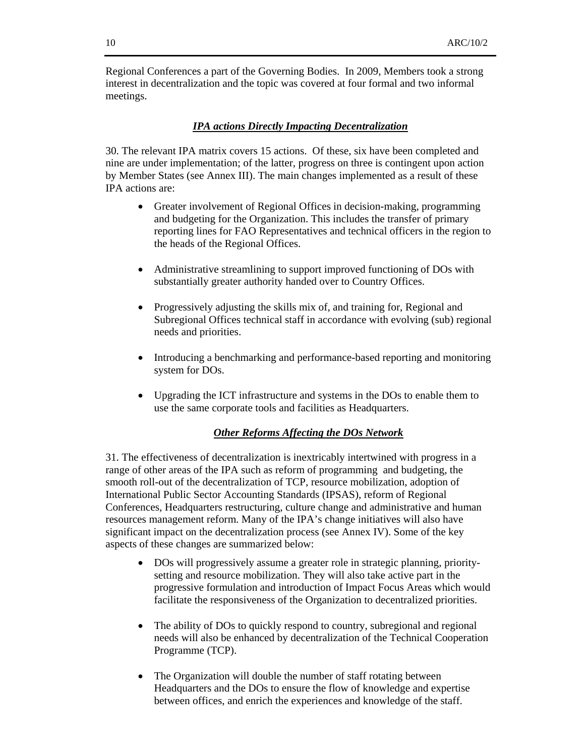Regional Conferences a part of the Governing Bodies. In 2009, Members took a strong interest in decentralization and the topic was covered at four formal and two informal meetings.

### ***IPA actions Directly Impacting Decentralization***

30. The relevant IPA matrix covers 15 actions. Of these, six have been completed and nine are under implementation; of the latter, progress on three is contingent upon action by Member States (see Annex III). The main changes implemented as a result of these IPA actions are:

- Greater involvement of Regional Offices in decision-making, programming and budgeting for the Organization. This includes the transfer of primary reporting lines for FAO Representatives and technical officers in the region to the heads of the Regional Offices.

- Administrative streamlining to support improved functioning of DOs with substantially greater authority handed over to Country Offices.

- Progressively adjusting the skills mix of, and training for, Regional and Subregional Offices technical staff in accordance with evolving (sub) regional needs and priorities.

- Introducing a benchmarking and performance-based reporting and monitoring system for DOs.

- Upgrading the ICT infrastructure and systems in the DOs to enable them to use the same corporate tools and facilities as Headquarters.

### ***Other Reforms Affecting the DOs Network***

31. The effectiveness of decentralization is inextricably intertwined with progress in a range of other areas of the IPA such as reform of programming and budgeting, the smooth roll-out of the decentralization of TCP, resource mobilization, adoption of International Public Sector Accounting Standards (IPSAS), reform of Regional Conferences, Headquarters restructuring, culture change and administrative and human resources management reform. Many of the IPA's change initiatives will also have significant impact on the decentralization process (see Annex IV). Some of the key aspects of these changes are summarized below:

- DOs will progressively assume a greater role in strategic planning, priority-setting and resource mobilization. They will also take active part in the progressive formulation and introduction of Impact Focus Areas which would facilitate the responsiveness of the Organization to decentralized priorities.

- The ability of DOs to quickly respond to country, subregional and regional needs will also be enhanced by decentralization of the Technical Cooperation Programme (TCP).

- The Organization will double the number of staff rotating between Headquarters and the DOs to ensure the flow of knowledge and expertise between offices, and enrich the experiences and knowledge of the staff.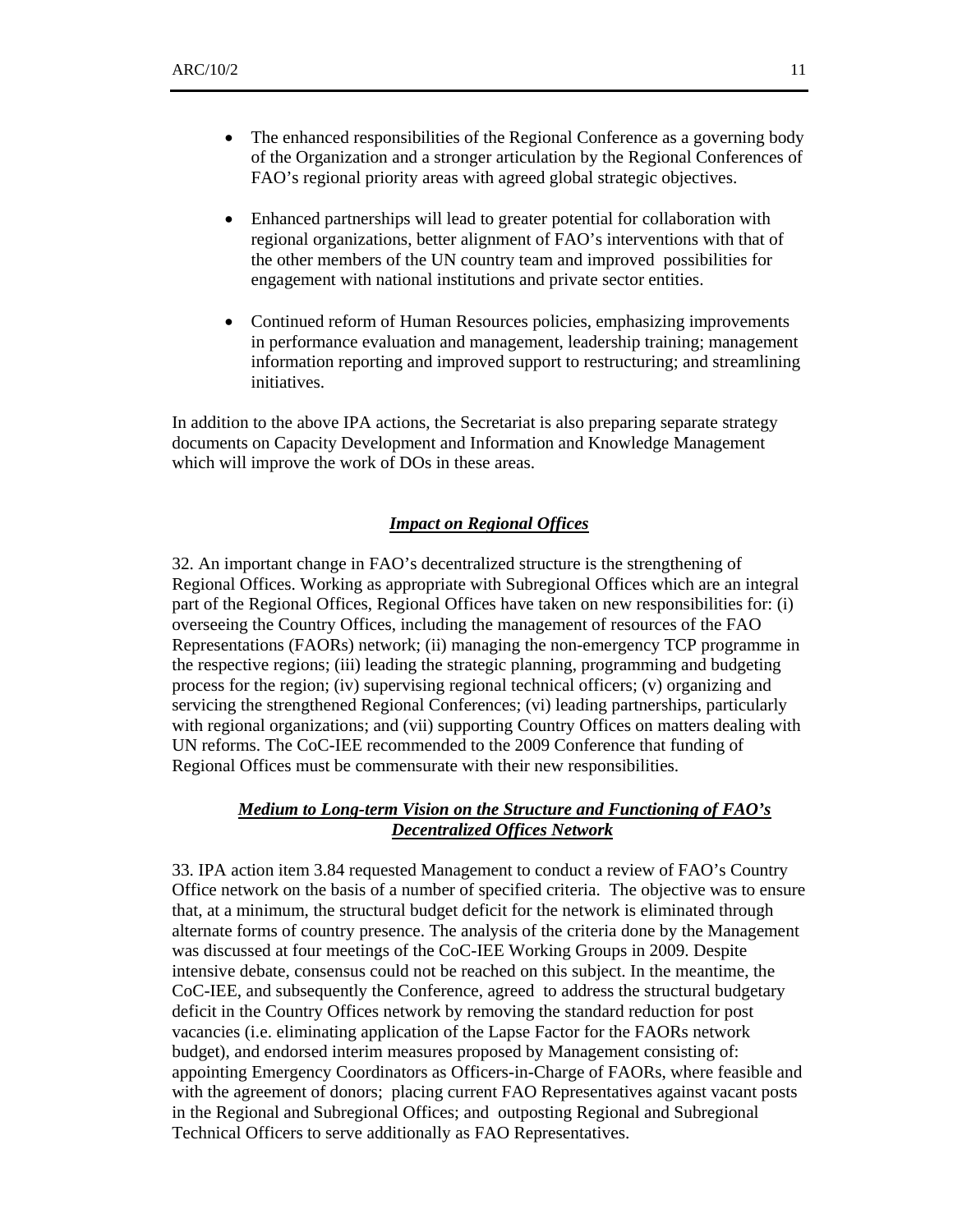- The enhanced responsibilities of the Regional Conference as a governing body of the Organization and a stronger articulation by the Regional Conferences of FAO's regional priority areas with agreed global strategic objectives.

- Enhanced partnerships will lead to greater potential for collaboration with regional organizations, better alignment of FAO's interventions with that of the other members of the UN country team and improved possibilities for engagement with national institutions and private sector entities.

- Continued reform of Human Resources policies, emphasizing improvements in performance evaluation and management, leadership training; management information reporting and improved support to restructuring; and streamlining initiatives.

In addition to the above IPA actions, the Secretariat is also preparing separate strategy documents on Capacity Development and Information and Knowledge Management which will improve the work of DOs in these areas.

### ***Impact on Regional Offices***

32. An important change in FAO's decentralized structure is the strengthening of Regional Offices. Working as appropriate with Subregional Offices which are an integral part of the Regional Offices, Regional Offices have taken on new responsibilities for: (i) overseeing the Country Offices, including the management of resources of the FAO Representations (FAORs) network; (ii) managing the non-emergency TCP programme in the respective regions; (iii) leading the strategic planning, programming and budgeting process for the region; (iv) supervising regional technical officers; (v) organizing and servicing the strengthened Regional Conferences; (vi) leading partnerships, particularly with regional organizations; and (vii) supporting Country Offices on matters dealing with UN reforms. The CoC-IEE recommended to the 2009 Conference that funding of Regional Offices must be commensurate with their new responsibilities.

### ***Medium to Long-term Vision on the Structure and Functioning of FAO's Decentralized Offices Network***

33. IPA action item 3.84 requested Management to conduct a review of FAO's Country Office network on the basis of a number of specified criteria. The objective was to ensure that, at a minimum, the structural budget deficit for the network is eliminated through alternate forms of country presence. The analysis of the criteria done by the Management was discussed at four meetings of the CoC-IEE Working Groups in 2009. Despite intensive debate, consensus could not be reached on this subject. In the meantime, the CoC-IEE, and subsequently the Conference, agreed to address the structural budgetary deficit in the Country Offices network by removing the standard reduction for post vacancies (i.e. eliminating application of the Lapse Factor for the FAORs network budget), and endorsed interim measures proposed by Management consisting of: appointing Emergency Coordinators as Officers-in-Charge of FAORs, where feasible and with the agreement of donors; placing current FAO Representatives against vacant posts in the Regional and Subregional Offices; and outposting Regional and Subregional Technical Officers to serve additionally as FAO Representatives.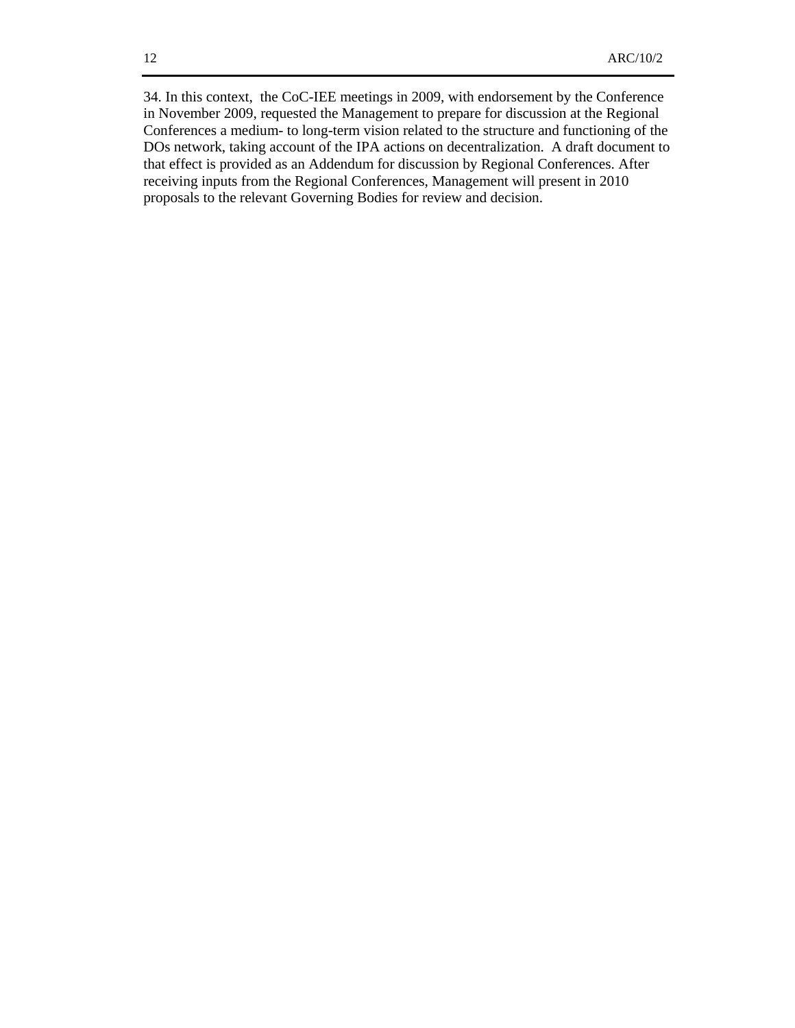34. In this context, the CoC-IEE meetings in 2009, with endorsement by the Conference in November 2009, requested the Management to prepare for discussion at the Regional Conferences a medium- to long-term vision related to the structure and functioning of the DOs network, taking account of the IPA actions on decentralization. A draft document to that effect is provided as an Addendum for discussion by Regional Conferences. After receiving inputs from the Regional Conferences, Management will present in 2010 proposals to the relevant Governing Bodies for review and decision.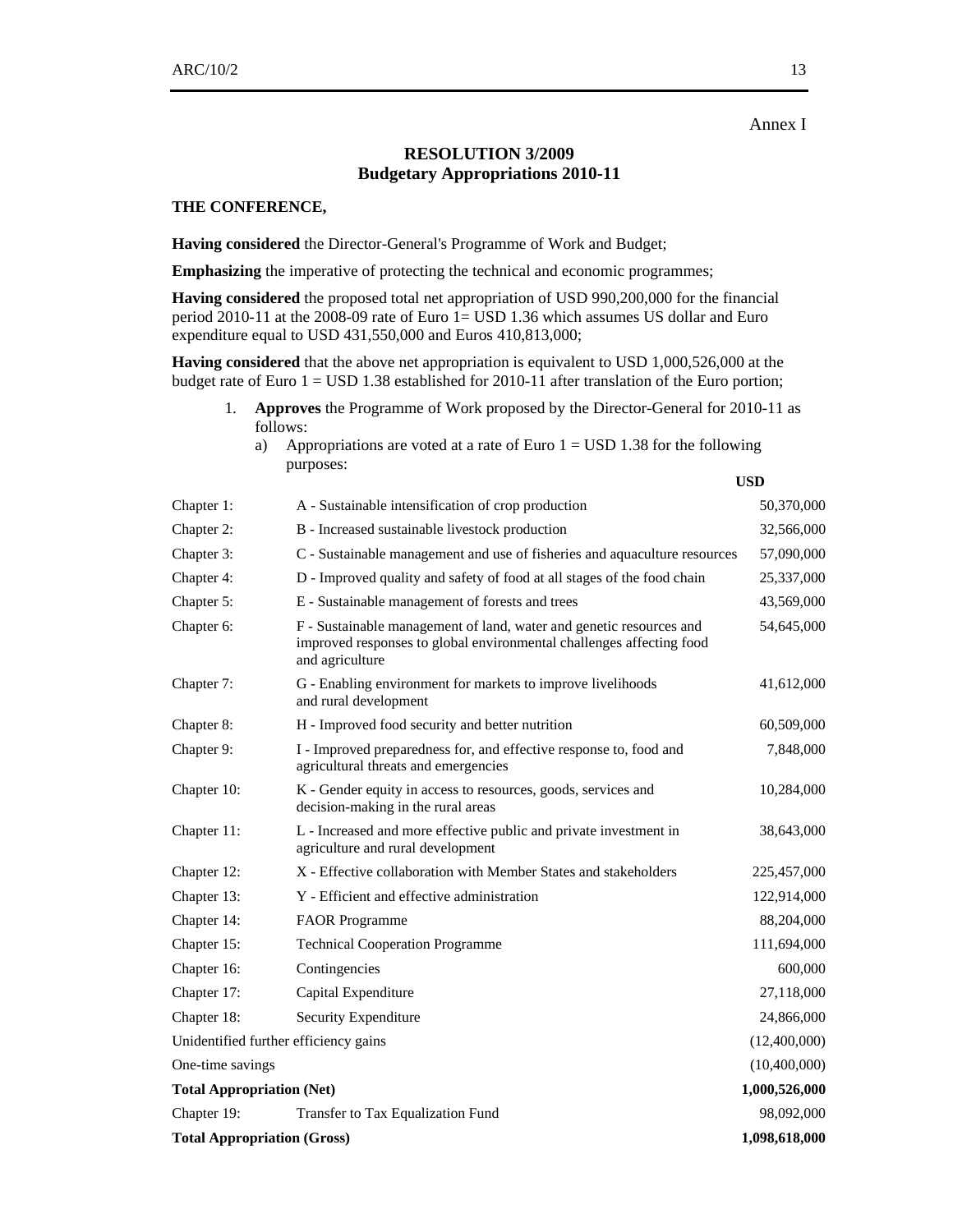Annex I

## RESOLUTION 3/2009
## Budgetary Appropriations 2010-11

**THE CONFERENCE,**

**Having considered** the Director-General's Programme of Work and Budget;

**Emphasizing** the imperative of protecting the technical and economic programmes;

**Having considered** the proposed total net appropriation of USD 990,200,000 for the financial period 2010-11 at the 2008-09 rate of Euro 1= USD 1.36 which assumes US dollar and Euro expenditure equal to USD 431,550,000 and Euros 410,813,000;

**Having considered** that the above net appropriation is equivalent to USD 1,000,526,000 at the budget rate of Euro 1 = USD 1.38 established for 2010-11 after translation of the Euro portion;

1. **Approves** the Programme of Work proposed by the Director-General for 2010-11 as follows:
   a) Appropriations are voted at a rate of Euro 1 = USD 1.38 for the following purposes:

| | | **USD** |
|---|---|---|
| Chapter 1: | A - Sustainable intensification of crop production | 50,370,000 |
| Chapter 2: | B - Increased sustainable livestock production | 32,566,000 |
| Chapter 3: | C - Sustainable management and use of fisheries and aquaculture resources | 57,090,000 |
| Chapter 4: | D - Improved quality and safety of food at all stages of the food chain | 25,337,000 |
| Chapter 5: | E - Sustainable management of forests and trees | 43,569,000 |
| Chapter 6: | F - Sustainable management of land, water and genetic resources and improved responses to global environmental challenges affecting food and agriculture | 54,645,000 |
| Chapter 7: | G - Enabling environment for markets to improve livelihoods and rural development | 41,612,000 |
| Chapter 8: | H - Improved food security and better nutrition | 60,509,000 |
| Chapter 9: | I - Improved preparedness for, and effective response to, food and agricultural threats and emergencies | 7,848,000 |
| Chapter 10: | K - Gender equity in access to resources, goods, services and decision-making in the rural areas | 10,284,000 |
| Chapter 11: | L - Increased and more effective public and private investment in agriculture and rural development | 38,643,000 |
| Chapter 12: | X - Effective collaboration with Member States and stakeholders | 225,457,000 |
| Chapter 13: | Y - Efficient and effective administration | 122,914,000 |
| Chapter 14: | FAOR Programme | 88,204,000 |
| Chapter 15: | Technical Cooperation Programme | 111,694,000 |
| Chapter 16: | Contingencies | 600,000 |
| Chapter 17: | Capital Expenditure | 27,118,000 |
| Chapter 18: | Security Expenditure | 24,866,000 |
| Unidentified further efficiency gains | | (12,400,000) |
| One-time savings | | (10,400,000) |
| **Total Appropriation (Net)** | | **1,000,526,000** |
| Chapter 19: | Transfer to Tax Equalization Fund | 98,092,000 |
| **Total Appropriation (Gross)** | | **1,098,618,000** |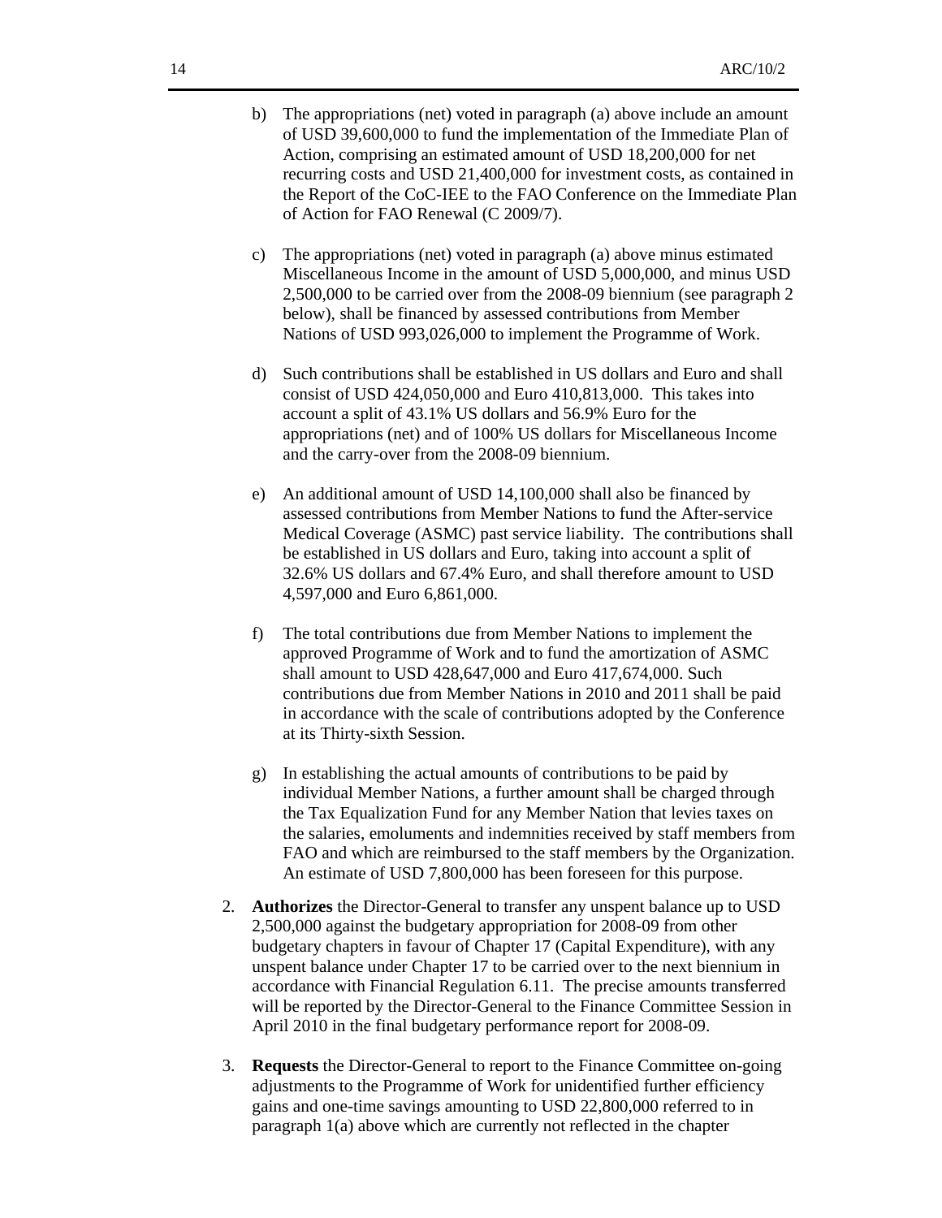b) The appropriations (net) voted in paragraph (a) above include an amount of USD 39,600,000 to fund the implementation of the Immediate Plan of Action, comprising an estimated amount of USD 18,200,000 for net recurring costs and USD 21,400,000 for investment costs, as contained in the Report of the CoC-IEE to the FAO Conference on the Immediate Plan of Action for FAO Renewal (C 2009/7).

c) The appropriations (net) voted in paragraph (a) above minus estimated Miscellaneous Income in the amount of USD 5,000,000, and minus USD 2,500,000 to be carried over from the 2008-09 biennium (see paragraph 2 below), shall be financed by assessed contributions from Member Nations of USD 993,026,000 to implement the Programme of Work.

d) Such contributions shall be established in US dollars and Euro and shall consist of USD 424,050,000 and Euro 410,813,000. This takes into account a split of 43.1% US dollars and 56.9% Euro for the appropriations (net) and of 100% US dollars for Miscellaneous Income and the carry-over from the 2008-09 biennium.

e) An additional amount of USD 14,100,000 shall also be financed by assessed contributions from Member Nations to fund the After-service Medical Coverage (ASMC) past service liability. The contributions shall be established in US dollars and Euro, taking into account a split of 32.6% US dollars and 67.4% Euro, and shall therefore amount to USD 4,597,000 and Euro 6,861,000.

f) The total contributions due from Member Nations to implement the approved Programme of Work and to fund the amortization of ASMC shall amount to USD 428,647,000 and Euro 417,674,000. Such contributions due from Member Nations in 2010 and 2011 shall be paid in accordance with the scale of contributions adopted by the Conference at its Thirty-sixth Session.

g) In establishing the actual amounts of contributions to be paid by individual Member Nations, a further amount shall be charged through the Tax Equalization Fund for any Member Nation that levies taxes on the salaries, emoluments and indemnities received by staff members from FAO and which are reimbursed to the staff members by the Organization. An estimate of USD 7,800,000 has been foreseen for this purpose.

2. **Authorizes** the Director-General to transfer any unspent balance up to USD 2,500,000 against the budgetary appropriation for 2008-09 from other budgetary chapters in favour of Chapter 17 (Capital Expenditure), with any unspent balance under Chapter 17 to be carried over to the next biennium in accordance with Financial Regulation 6.11. The precise amounts transferred will be reported by the Director-General to the Finance Committee Session in April 2010 in the final budgetary performance report for 2008-09.

3. **Requests** the Director-General to report to the Finance Committee on-going adjustments to the Programme of Work for unidentified further efficiency gains and one-time savings amounting to USD 22,800,000 referred to in paragraph 1(a) above which are currently not reflected in the chapter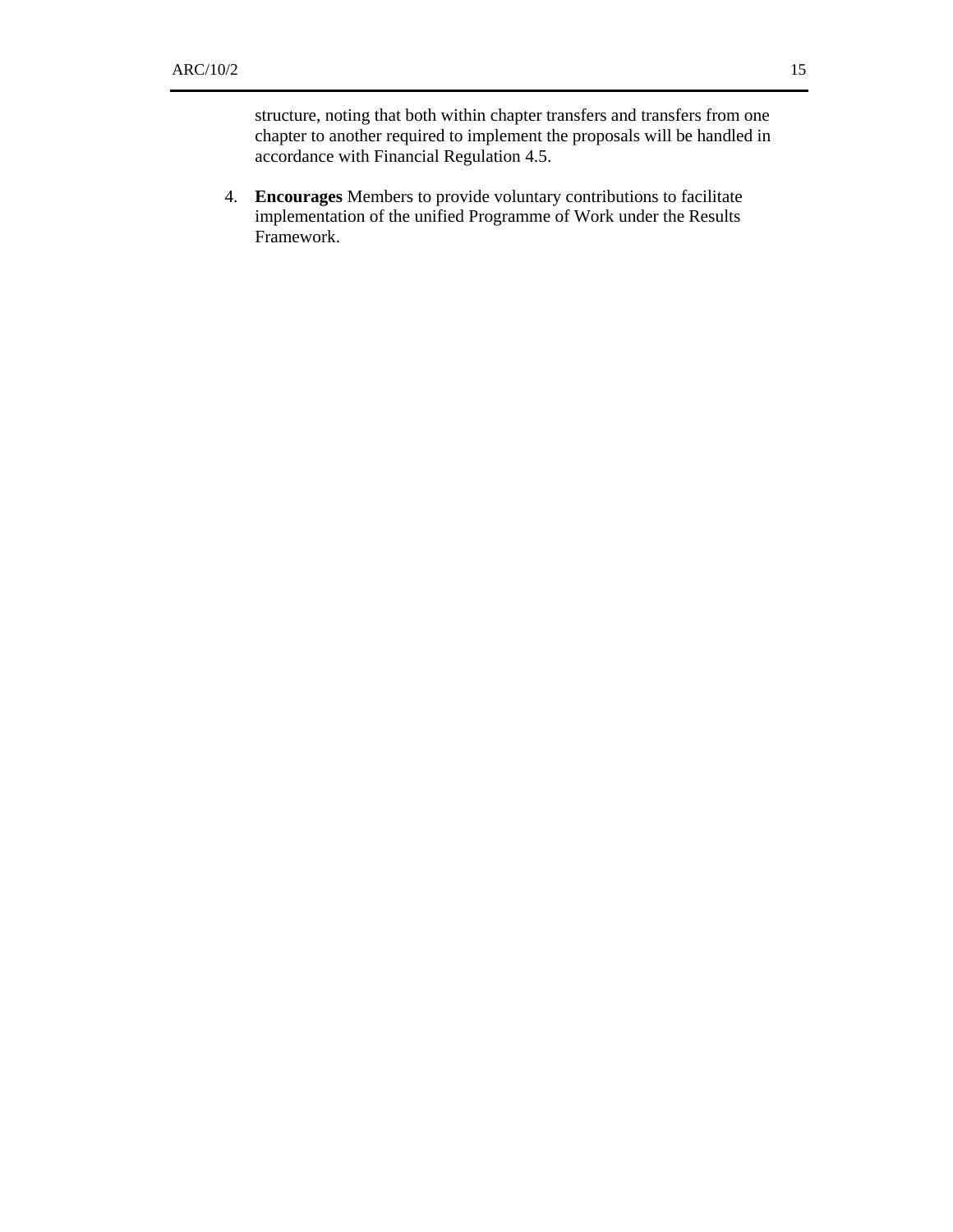structure, noting that both within chapter transfers and transfers from one chapter to another required to implement the proposals will be handled in accordance with Financial Regulation 4.5.

4. **Encourages** Members to provide voluntary contributions to facilitate implementation of the unified Programme of Work under the Results Framework.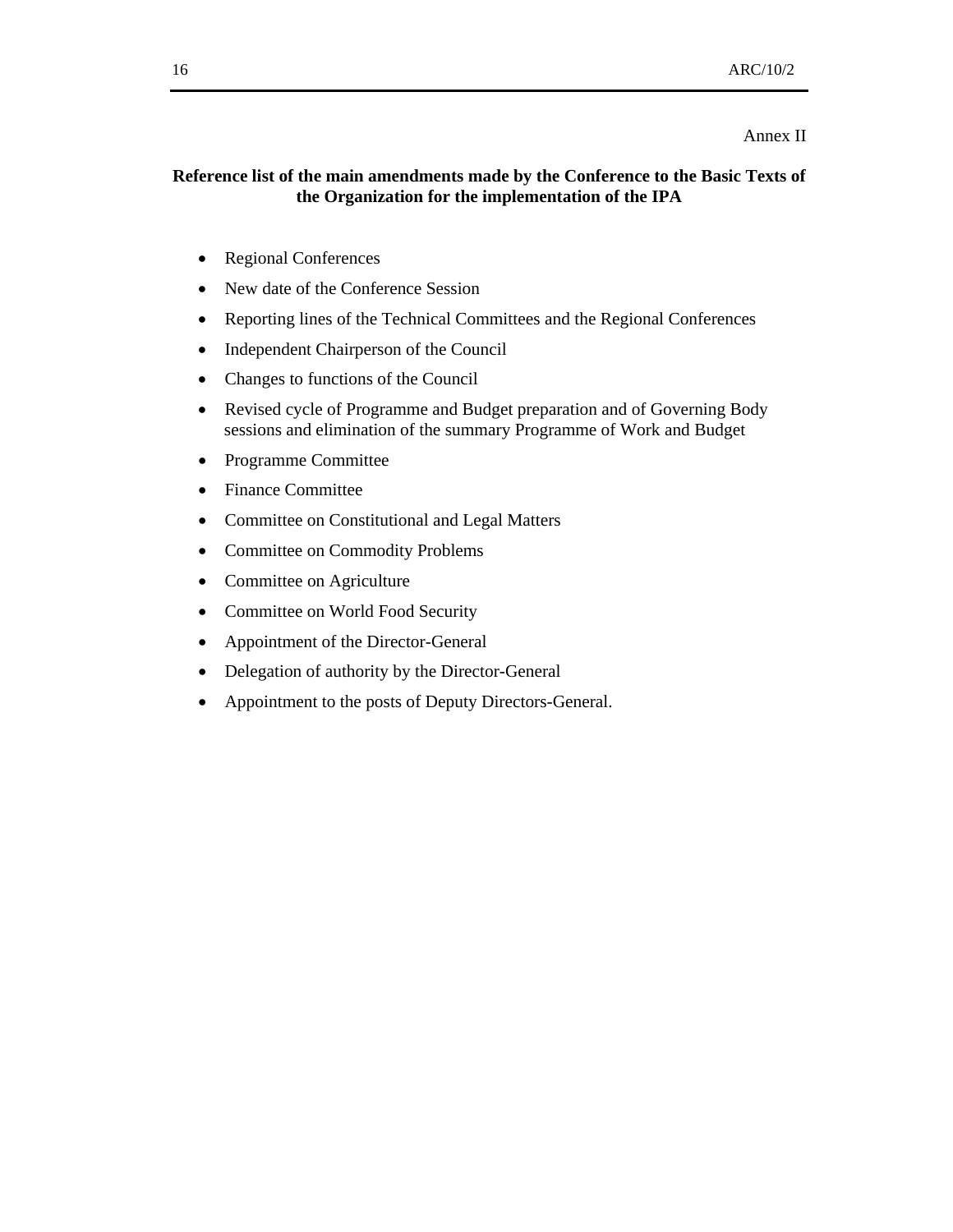Annex II

**Reference list of the main amendments made by the Conference to the Basic Texts of the Organization for the implementation of the IPA**

- Regional Conferences
- New date of the Conference Session
- Reporting lines of the Technical Committees and the Regional Conferences
- Independent Chairperson of the Council
- Changes to functions of the Council
- Revised cycle of Programme and Budget preparation and of Governing Body sessions and elimination of the summary Programme of Work and Budget
- Programme Committee
- Finance Committee
- Committee on Constitutional and Legal Matters
- Committee on Commodity Problems
- Committee on Agriculture
- Committee on World Food Security
- Appointment of the Director-General
- Delegation of authority by the Director-General
- Appointment to the posts of Deputy Directors-General.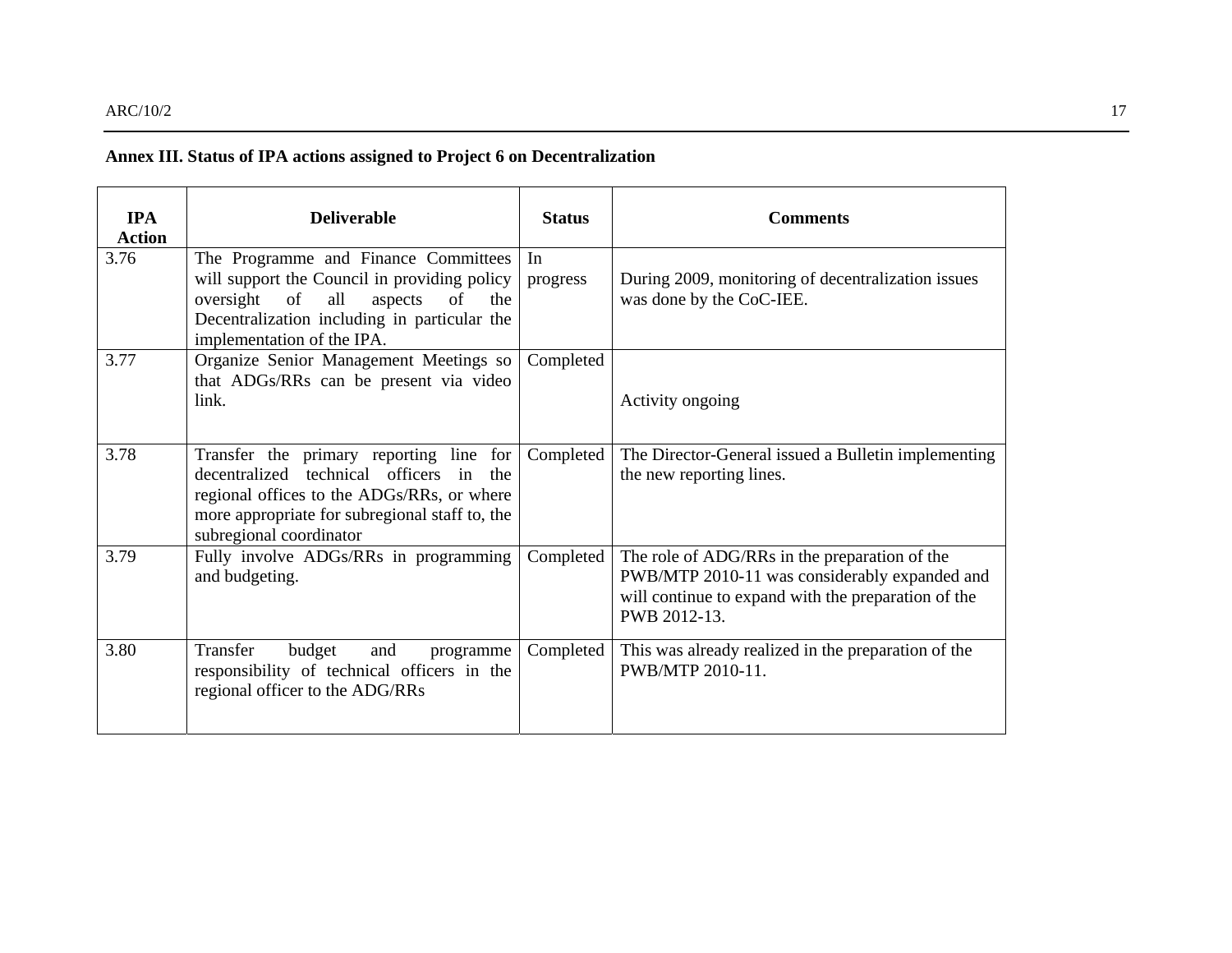**Annex III. Status of IPA actions assigned to Project 6 on Decentralization**

| IPA Action | Deliverable | Status | Comments |
|---|---|---|---|
| 3.76 | The Programme and Finance Committees will support the Council in providing policy oversight of all aspects of the Decentralization including in particular the implementation of the IPA. | In progress | During 2009, monitoring of decentralization issues was done by the CoC-IEE. |
| 3.77 | Organize Senior Management Meetings so that ADGs/RRs can be present via video link. | Completed | Activity ongoing |
| 3.78 | Transfer the primary reporting line for decentralized technical officers in the regional offices to the ADGs/RRs, or where more appropriate for subregional staff to, the subregional coordinator | Completed | The Director-General issued a Bulletin implementing the new reporting lines. |
| 3.79 | Fully involve ADGs/RRs in programming and budgeting. | Completed | The role of ADG/RRs in the preparation of the PWB/MTP 2010-11 was considerably expanded and will continue to expand with the preparation of the PWB 2012-13. |
| 3.80 | Transfer budget and programme responsibility of technical officers in the regional officer to the ADG/RRs | Completed | This was already realized in the preparation of the PWB/MTP 2010-11. |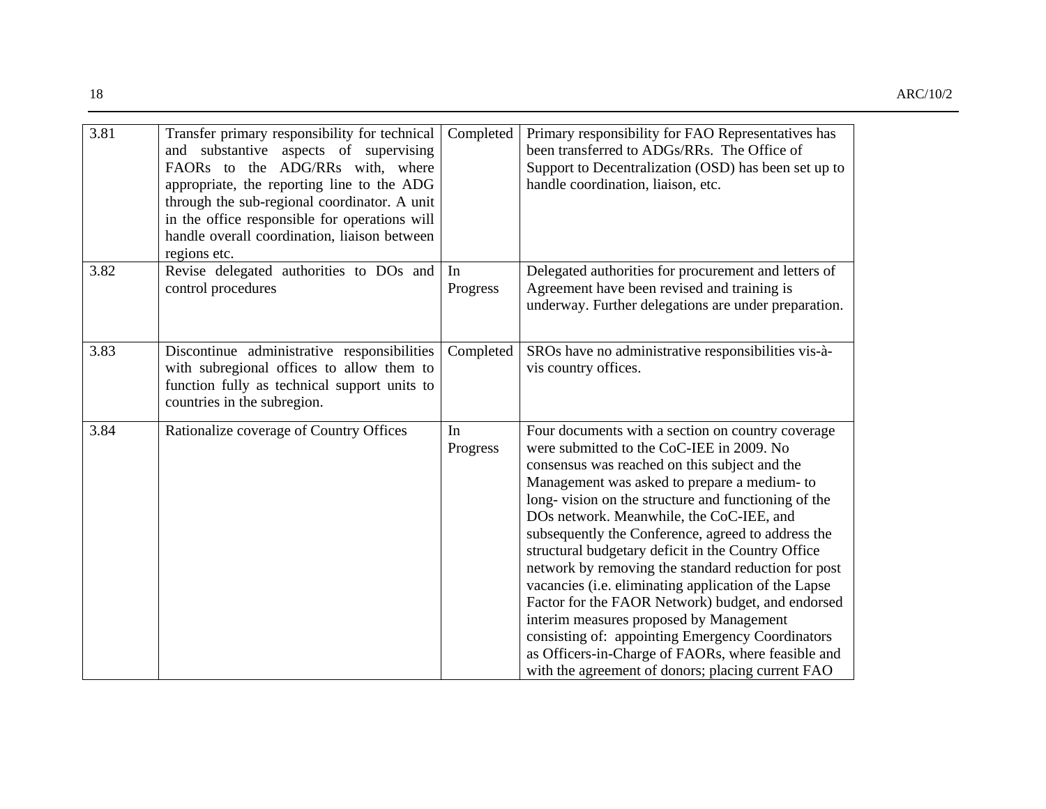| | | | |
|---|---|---|---|
| 3.81 | Transfer primary responsibility for technical and substantive aspects of supervising FAORs to the ADG/RRs with, where appropriate, the reporting line to the ADG through the sub-regional coordinator. A unit in the office responsible for operations will handle overall coordination, liaison between regions etc. | Completed | Primary responsibility for FAO Representatives has been transferred to ADGs/RRs. The Office of Support to Decentralization (OSD) has been set up to handle coordination, liaison, etc. |
| 3.82 | Revise delegated authorities to DOs and control procedures | In Progress | Delegated authorities for procurement and letters of Agreement have been revised and training is underway. Further delegations are under preparation. |
| 3.83 | Discontinue administrative responsibilities with subregional offices to allow them to function fully as technical support units to countries in the subregion. | Completed | SROs have no administrative responsibilities vis-à-vis country offices. |
| 3.84 | Rationalize coverage of Country Offices | In Progress | Four documents with a section on country coverage were submitted to the CoC-IEE in 2009. No consensus was reached on this subject and the Management was asked to prepare a medium- to long- vision on the structure and functioning of the DOs network. Meanwhile, the CoC-IEE, and subsequently the Conference, agreed to address the structural budgetary deficit in the Country Office network by removing the standard reduction for post vacancies (i.e. eliminating application of the Lapse Factor for the FAOR Network) budget, and endorsed interim measures proposed by Management consisting of: appointing Emergency Coordinators as Officers-in-Charge of FAORs, where feasible and with the agreement of donors; placing current FAO |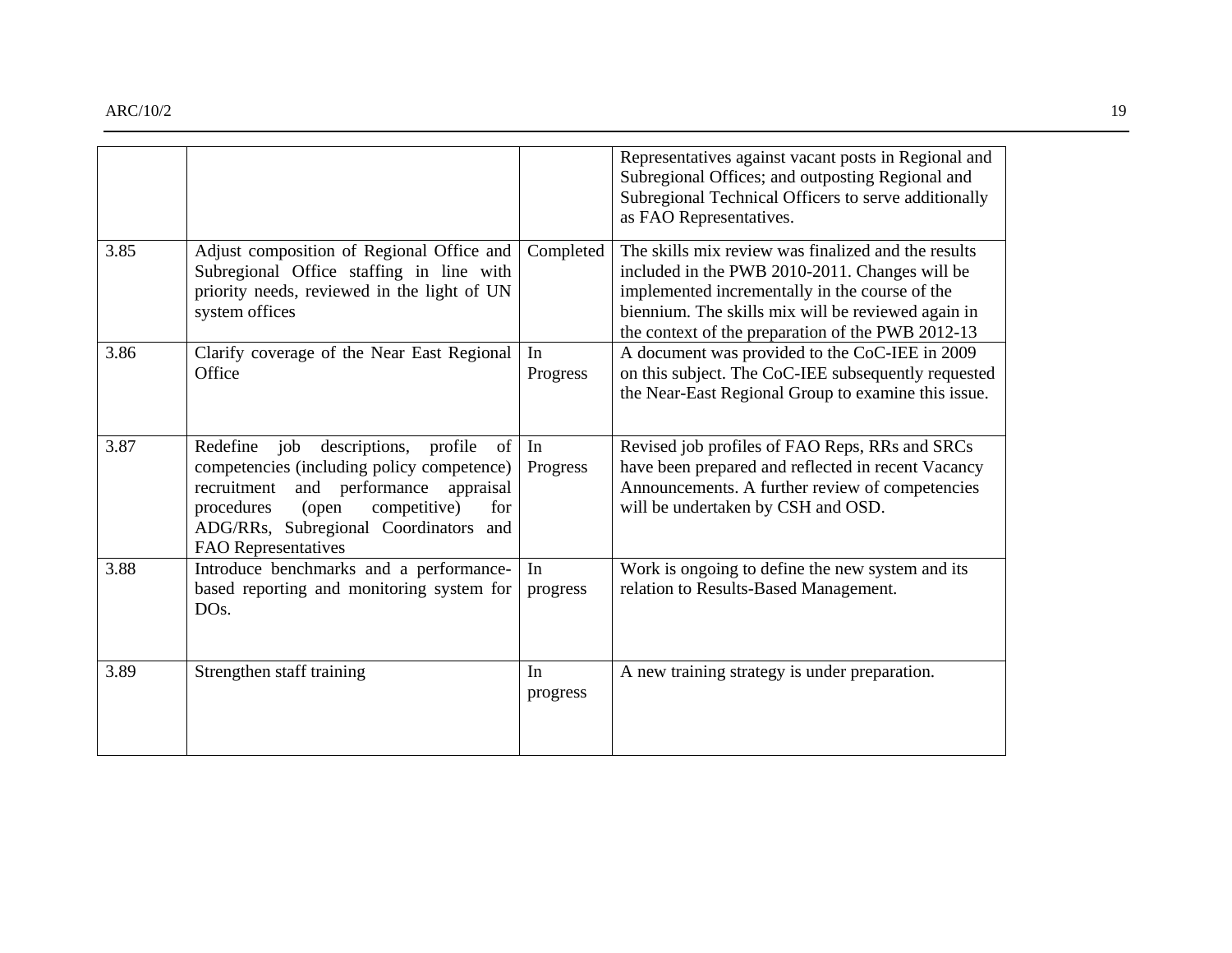| | | | |
|---|---|---|---|
| | | | Representatives against vacant posts in Regional and Subregional Offices; and outposting Regional and Subregional Technical Officers to serve additionally as FAO Representatives. |
| 3.85 | Adjust composition of Regional Office and Subregional Office staffing in line with priority needs, reviewed in the light of UN system offices | Completed | The skills mix review was finalized and the results included in the PWB 2010-2011. Changes will be implemented incrementally in the course of the biennium. The skills mix will be reviewed again in the context of the preparation of the PWB 2012-13 |
| 3.86 | Clarify coverage of the Near East Regional Office | In Progress | A document was provided to the CoC-IEE in 2009 on this subject. The CoC-IEE subsequently requested the Near-East Regional Group to examine this issue. |
| 3.87 | Redefine job descriptions, profile of competencies (including policy competence) recruitment and performance appraisal procedures (open competitive) for ADG/RRs, Subregional Coordinators and FAO Representatives | In Progress | Revised job profiles of FAO Reps, RRs and SRCs have been prepared and reflected in recent Vacancy Announcements. A further review of competencies will be undertaken by CSH and OSD. |
| 3.88 | Introduce benchmarks and a performance-based reporting and monitoring system for DOs. | In progress | Work is ongoing to define the new system and its relation to Results-Based Management. |
| 3.89 | Strengthen staff training | In progress | A new training strategy is under preparation. |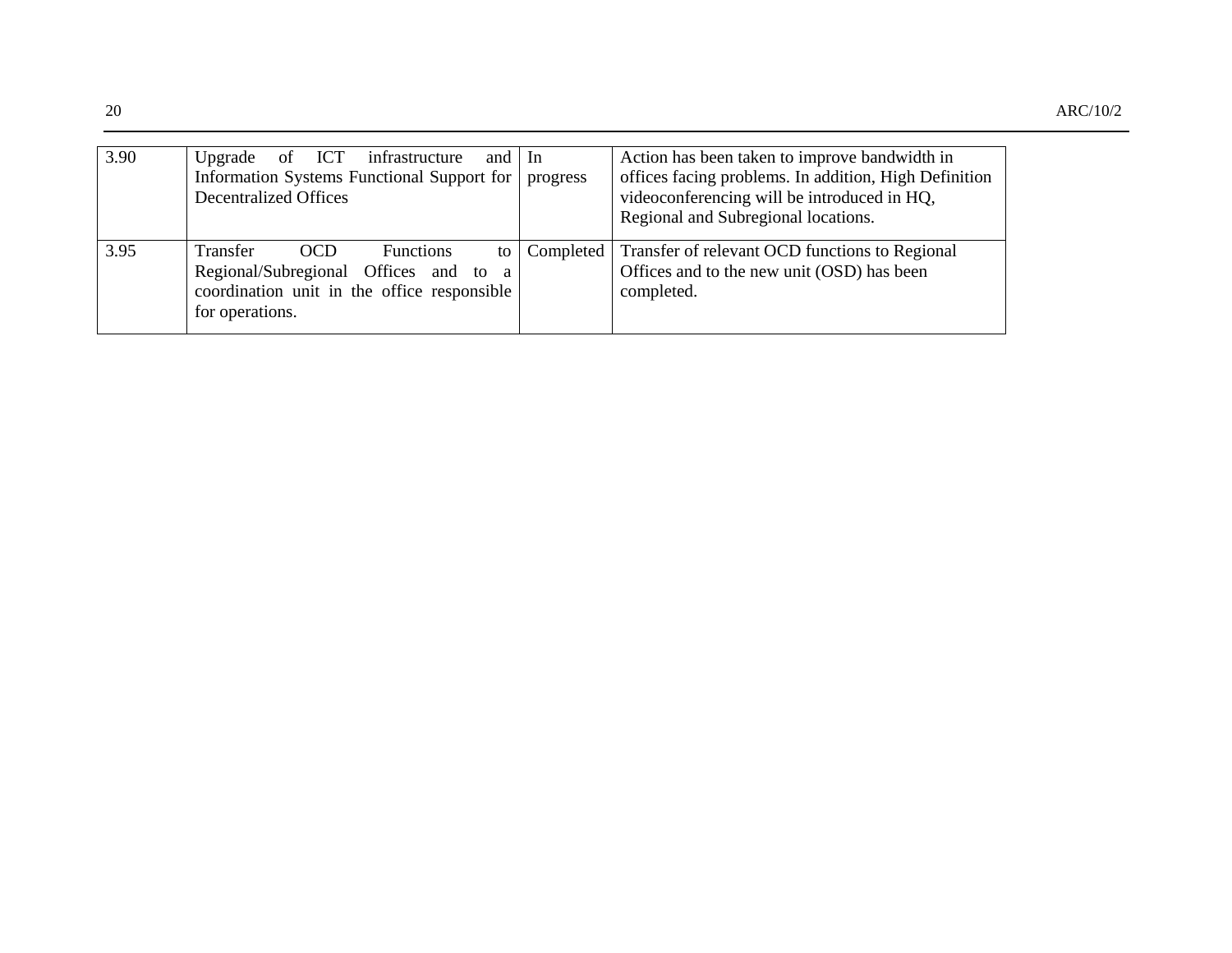| 3.90 | Upgrade of ICT infrastructure and Information Systems Functional Support for Decentralized Offices | In progress | Action has been taken to improve bandwidth in offices facing problems. In addition, High Definition videoconferencing will be introduced in HQ, Regional and Subregional locations. |
|---|---|---|---|
| 3.95 | Transfer OCD Functions to Regional/Subregional Offices and to a coordination unit in the office responsible for operations. | Completed | Transfer of relevant OCD functions to Regional Offices and to the new unit (OSD) has been completed. |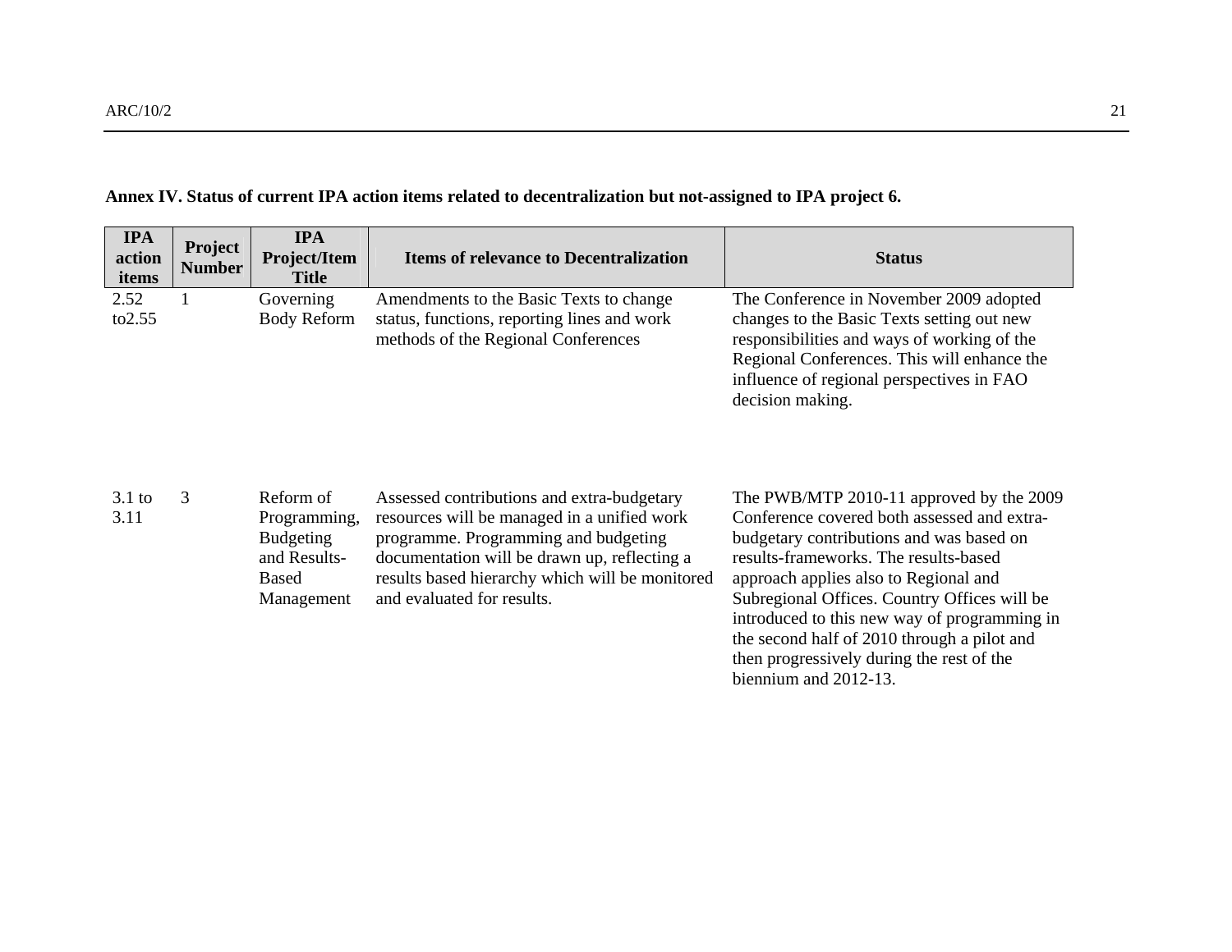**Annex IV. Status of current IPA action items related to decentralization but not-assigned to IPA project 6.**

| IPA action items | Project Number | IPA Project/Item Title | Items of relevance to Decentralization | Status |
|---|---|---|---|---|
| 2.52 to2.55 | 1 | Governing Body Reform | Amendments to the Basic Texts to change status, functions, reporting lines and work methods of the Regional Conferences | The Conference in November 2009 adopted changes to the Basic Texts setting out new responsibilities and ways of working of the Regional Conferences. This will enhance the influence of regional perspectives in FAO decision making. |
| 3.1 to 3.11 | 3 | Reform of Programming, Budgeting and Results-Based Management | Assessed contributions and extra-budgetary resources will be managed in a unified work programme. Programming and budgeting documentation will be drawn up, reflecting a results based hierarchy which will be monitored and evaluated for results. | The PWB/MTP 2010-11 approved by the 2009 Conference covered both assessed and extra-budgetary contributions and was based on results-frameworks. The results-based approach applies also to Regional and Subregional Offices. Country Offices will be introduced to this new way of programming in the second half of 2010 through a pilot and then progressively during the rest of the biennium and 2012-13. |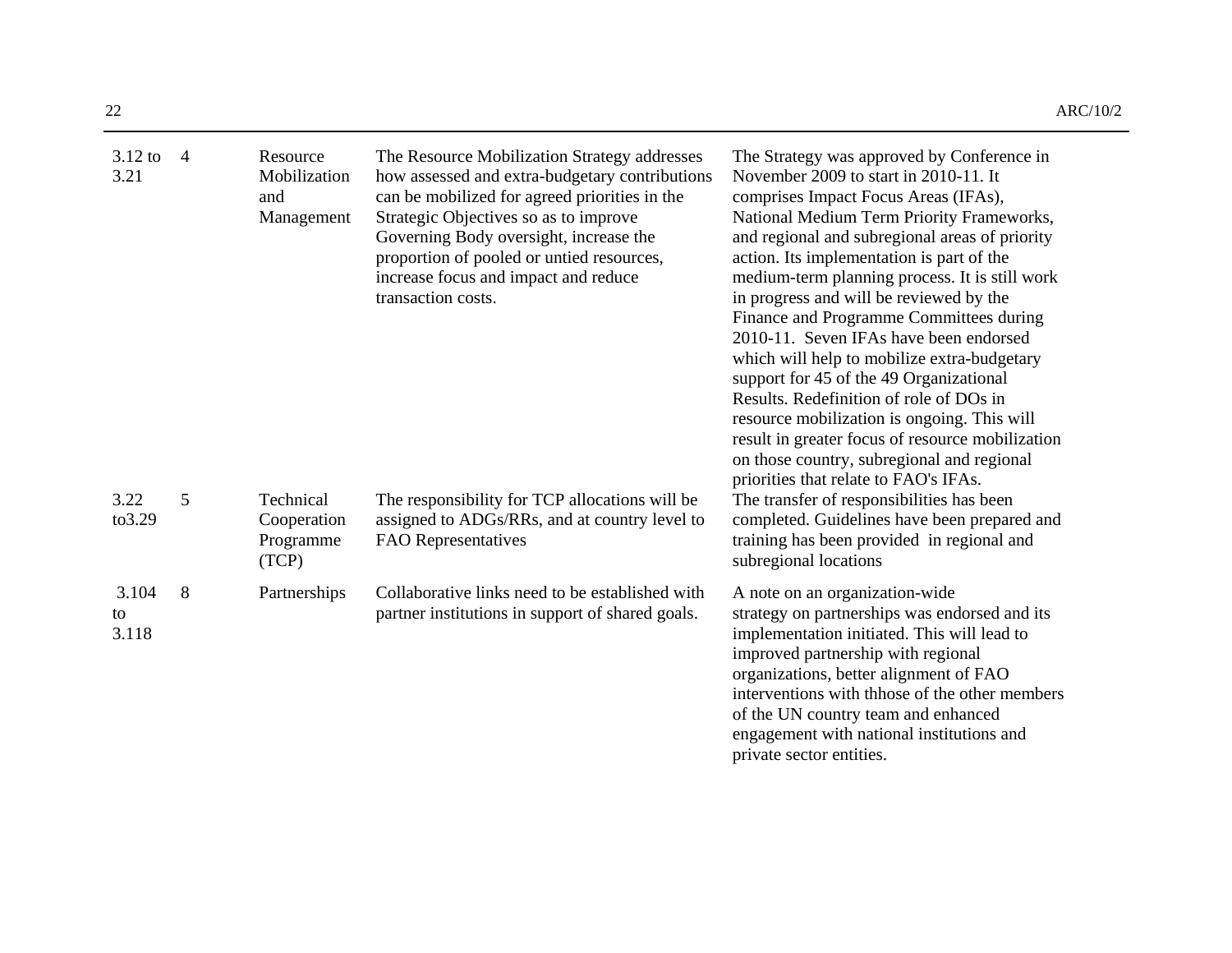| | | | | |
|---|---|---|---|---|
| 3.12 to 3.21 | 4 | Resource Mobilization and Management | The Resource Mobilization Strategy addresses how assessed and extra-budgetary contributions can be mobilized for agreed priorities in the Strategic Objectives so as to improve Governing Body oversight, increase the proportion of pooled or untied resources, increase focus and impact and reduce transaction costs. | The Strategy was approved by Conference in November 2009 to start in 2010-11. It comprises Impact Focus Areas (IFAs), National Medium Term Priority Frameworks, and regional and subregional areas of priority action. Its implementation is part of the medium-term planning process. It is still work in progress and will be reviewed by the Finance and Programme Committees during 2010-11. Seven IFAs have been endorsed which will help to mobilize extra-budgetary support for 45 of the 49 Organizational Results. Redefinition of role of DOs in resource mobilization is ongoing. This will result in greater focus of resource mobilization on those country, subregional and regional priorities that relate to FAO's IFAs. |
| 3.22 to3.29 | 5 | Technical Cooperation Programme (TCP) | The responsibility for TCP allocations will be assigned to ADGs/RRs, and at country level to FAO Representatives | The transfer of responsibilities has been completed. Guidelines have been prepared and training has been provided in regional and subregional locations |
| 3.104 to 3.118 | 8 | Partnerships | Collaborative links need to be established with partner institutions in support of shared goals. | A note on an organization-wide strategy on partnerships was endorsed and its implementation initiated. This will lead to improved partnership with regional organizations, better alignment of FAO interventions with thhose of the other members of the UN country team and enhanced engagement with national institutions and private sector entities. |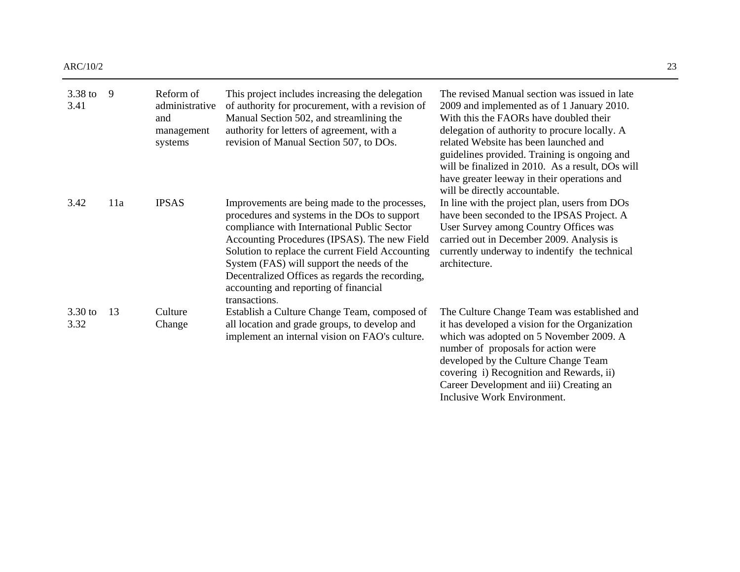| 3.38 to 3.41 | 9 | Reform of administrative and management systems | This project includes increasing the delegation of authority for procurement, with a revision of Manual Section 502, and streamlining the authority for letters of agreement, with a revision of Manual Section 507, to DOs. | The revised Manual section was issued in late 2009 and implemented as of 1 January 2010. With this the FAORs have doubled their delegation of authority to procure locally. A related Website has been launched and guidelines provided. Training is ongoing and will be finalized in 2010. As a result, DOs will have greater leeway in their operations and will be directly accountable. |
|---|---|---|---|---|
| 3.42 | 11a | IPSAS | Improvements are being made to the processes, procedures and systems in the DOs to support compliance with International Public Sector Accounting Procedures (IPSAS). The new Field Solution to replace the current Field Accounting System (FAS) will support the needs of the Decentralized Offices as regards the recording, accounting and reporting of financial transactions. | In line with the project plan, users from DOs have been seconded to the IPSAS Project. A User Survey among Country Offices was carried out in December 2009. Analysis is currently underway to indentify the technical architecture. |
| 3.30 to 3.32 | 13 | Culture Change | Establish a Culture Change Team, composed of all location and grade groups, to develop and implement an internal vision on FAO's culture. | The Culture Change Team was established and it has developed a vision for the Organization which was adopted on 5 November 2009. A number of proposals for action were developed by the Culture Change Team covering i) Recognition and Rewards, ii) Career Development and iii) Creating an Inclusive Work Environment. |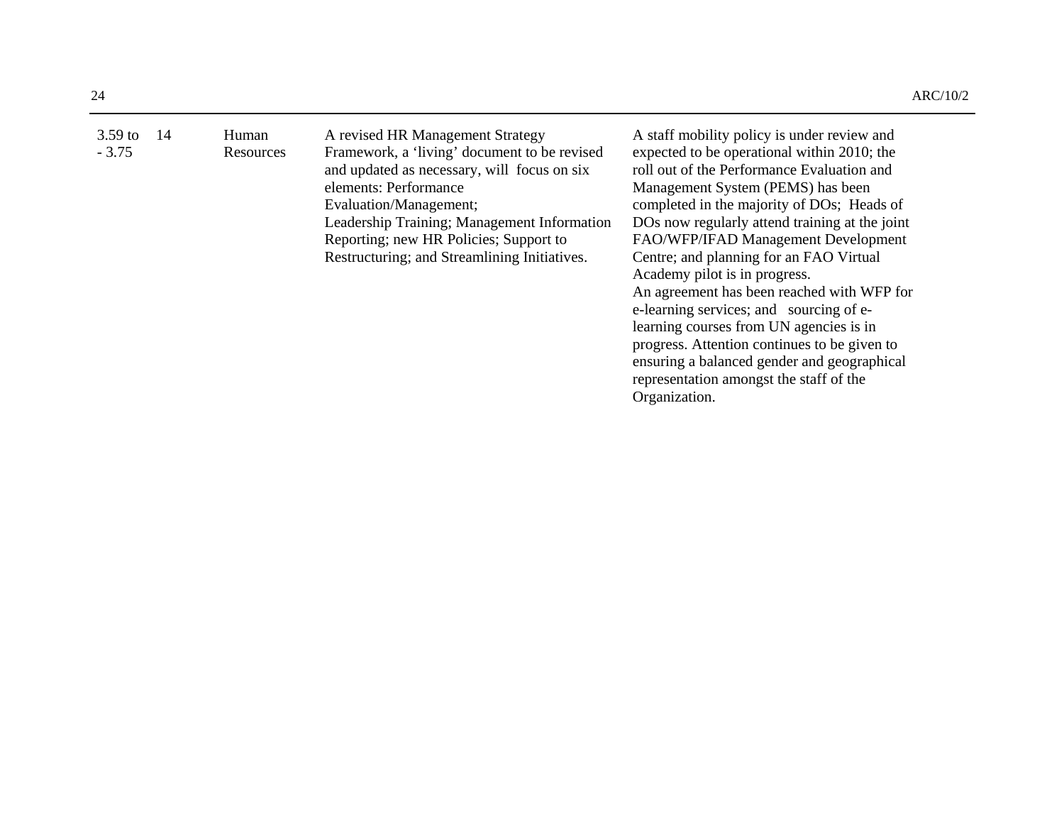| | | | | |
|---|---|---|---|---|
| 3.59 to - 3.75 | 14 | Human Resources | A revised HR Management Strategy Framework, a 'living' document to be revised and updated as necessary, will focus on six elements: Performance Evaluation/Management; Leadership Training; Management Information Reporting; new HR Policies; Support to Restructuring; and Streamlining Initiatives. | A staff mobility policy is under review and expected to be operational within 2010; the roll out of the Performance Evaluation and Management System (PEMS) has been completed in the majority of DOs; Heads of DOs now regularly attend training at the joint FAO/WFP/IFAD Management Development Centre; and planning for an FAO Virtual Academy pilot is in progress. An agreement has been reached with WFP for e-learning services; and sourcing of e-learning courses from UN agencies is in progress. Attention continues to be given to ensuring a balanced gender and geographical representation amongst the staff of the Organization. |